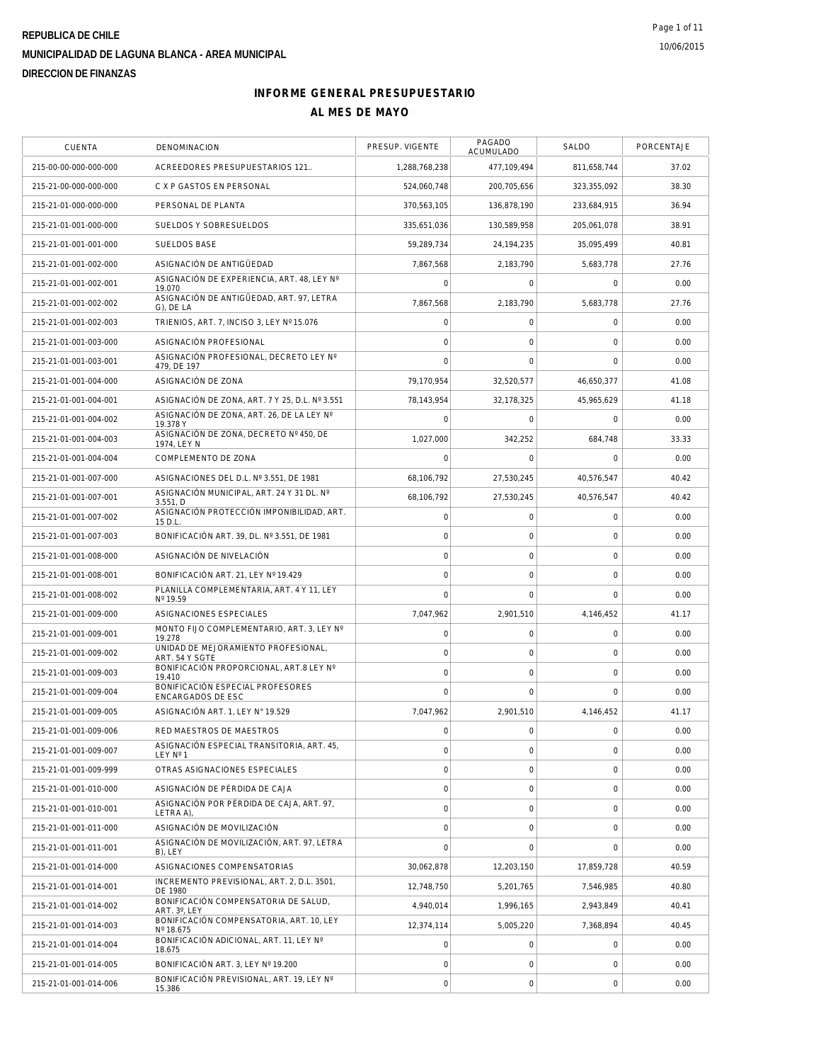REPUBLICA DE CHILE

MUNICIPALIDAD DE LAGUNA BLANCA - AREA MUNICIPAL

DIRECCION DE FINANZAS

# INFORME GENERAL PRESUPUESTARIO

## AL MES DE MAYO

| CUENTA | DENOMINACION | PRESUP. VIGENTE | PAGADO ACUMULADO | SALDO | PORCENTAJE |
|---|---|---|---|---|---|
| 215-00-00-000-000-000 | ACREEDORES PRESUPUESTARIOS 121.. | 1,288,768,238 | 477,109,494 | 811,658,744 | 37.02 |
| 215-21-00-000-000-000 | C X P GASTOS EN PERSONAL | 524,060,748 | 200,705,656 | 323,355,092 | 38.30 |
| 215-21-01-000-000-000 | PERSONAL DE PLANTA | 370,563,105 | 136,878,190 | 233,684,915 | 36.94 |
| 215-21-01-001-000-000 | SUELDOS Y SOBRESUELDOS | 335,651,036 | 130,589,958 | 205,061,078 | 38.91 |
| 215-21-01-001-001-000 | SUELDOS BASE | 59,289,734 | 24,194,235 | 35,095,499 | 40.81 |
| 215-21-01-001-002-000 | ASIGNACIÓN DE ANTIGÜEDAD | 7,867,568 | 2,183,790 | 5,683,778 | 27.76 |
| 215-21-01-001-002-001 | ASIGNACIÓN DE EXPERIENCIA, ART. 48, LEY Nº 19.070 | 0 | 0 | 0 | 0.00 |
| 215-21-01-001-002-002 | ASIGNACIÓN DE ANTIGÜEDAD, ART. 97, LETRA G), DE LA | 7,867,568 | 2,183,790 | 5,683,778 | 27.76 |
| 215-21-01-001-002-003 | TRIENIOS, ART. 7, INCISO 3, LEY Nº 15.076 | 0 | 0 | 0 | 0.00 |
| 215-21-01-001-003-000 | ASIGNACIÓN PROFESIONAL | 0 | 0 | 0 | 0.00 |
| 215-21-01-001-003-001 | ASIGNACIÓN PROFESIONAL, DECRETO LEY Nº 479, DE 197 | 0 | 0 | 0 | 0.00 |
| 215-21-01-001-004-000 | ASIGNACIÓN DE ZONA | 79,170,954 | 32,520,577 | 46,650,377 | 41.08 |
| 215-21-01-001-004-001 | ASIGNACIÓN DE ZONA, ART. 7 Y 25, D.L. Nº 3.551 | 78,143,954 | 32,178,325 | 45,965,629 | 41.18 |
| 215-21-01-001-004-002 | ASIGNACIÓN DE ZONA, ART. 26, DE LA LEY Nº 19.378 Y | 0 | 0 | 0 | 0.00 |
| 215-21-01-001-004-003 | ASIGNACIÓN DE ZONA, DECRETO Nº 450, DE 1974, LEY N | 1,027,000 | 342,252 | 684,748 | 33.33 |
| 215-21-01-001-004-004 | COMPLEMENTO DE ZONA | 0 | 0 | 0 | 0.00 |
| 215-21-01-001-007-000 | ASIGNACIONES DEL D.L. Nº 3.551, DE 1981 | 68,106,792 | 27,530,245 | 40,576,547 | 40.42 |
| 215-21-01-001-007-001 | ASIGNACIÓN MUNICIPAL, ART. 24 Y 31 DL. Nº 3.551, D | 68,106,792 | 27,530,245 | 40,576,547 | 40.42 |
| 215-21-01-001-007-002 | ASIGNACIÓN PROTECCIÓN IMPONIBILIDAD, ART. 15 D.L. | 0 | 0 | 0 | 0.00 |
| 215-21-01-001-007-003 | BONIFICACIÓN ART. 39, DL. Nº 3.551, DE 1981 | 0 | 0 | 0 | 0.00 |
| 215-21-01-001-008-000 | ASIGNACIÓN DE NIVELACIÓN | 0 | 0 | 0 | 0.00 |
| 215-21-01-001-008-001 | BONIFICACIÓN ART. 21, LEY Nº 19.429 | 0 | 0 | 0 | 0.00 |
| 215-21-01-001-008-002 | PLANILLA COMPLEMENTARIA, ART. 4 Y 11, LEY Nº 19.59 | 0 | 0 | 0 | 0.00 |
| 215-21-01-001-009-000 | ASIGNACIONES ESPECIALES | 7,047,962 | 2,901,510 | 4,146,452 | 41.17 |
| 215-21-01-001-009-001 | MONTO FIJO COMPLEMENTARIO, ART. 3, LEY Nº 19.278 | 0 | 0 | 0 | 0.00 |
| 215-21-01-001-009-002 | UNIDAD DE MEJORAMIENTO PROFESIONAL, ART. 54 Y SGTE | 0 | 0 | 0 | 0.00 |
| 215-21-01-001-009-003 | BONIFICACIÓN PROPORCIONAL, ART.8 LEY Nº 19.410 | 0 | 0 | 0 | 0.00 |
| 215-21-01-001-009-004 | BONIFICACIÓN ESPECIAL PROFESORES ENCARGADOS DE ESC | 0 | 0 | 0 | 0.00 |
| 215-21-01-001-009-005 | ASIGNACIÓN ART. 1, LEY N° 19.529 | 7,047,962 | 2,901,510 | 4,146,452 | 41.17 |
| 215-21-01-001-009-006 | RED MAESTROS DE MAESTROS | 0 | 0 | 0 | 0.00 |
| 215-21-01-001-009-007 | ASIGNACIÓN ESPECIAL TRANSITORIA, ART. 45, LEY Nº 1 | 0 | 0 | 0 | 0.00 |
| 215-21-01-001-009-999 | OTRAS ASIGNACIONES ESPECIALES | 0 | 0 | 0 | 0.00 |
| 215-21-01-001-010-000 | ASIGNACIÓN DE PÉRDIDA DE CAJA | 0 | 0 | 0 | 0.00 |
| 215-21-01-001-010-001 | ASIGNACIÓN POR PÉRDIDA DE CAJA, ART. 97, LETRA A), | 0 | 0 | 0 | 0.00 |
| 215-21-01-001-011-000 | ASIGNACIÓN DE MOVILIZACIÓN | 0 | 0 | 0 | 0.00 |
| 215-21-01-001-011-001 | ASIGNACIÓN DE MOVILIZACIÓN, ART. 97, LETRA B), LEY | 0 | 0 | 0 | 0.00 |
| 215-21-01-001-014-000 | ASIGNACIONES COMPENSATORIAS | 30,062,878 | 12,203,150 | 17,859,728 | 40.59 |
| 215-21-01-001-014-001 | INCREMENTO PREVISIONAL, ART. 2, D.L. 3501, DE 1980 | 12,748,750 | 5,201,765 | 7,546,985 | 40.80 |
| 215-21-01-001-014-002 | BONIFICACIÓN COMPENSATORIA DE SALUD, ART. 3º, LEY | 4,940,014 | 1,996,165 | 2,943,849 | 40.41 |
| 215-21-01-001-014-003 | BONIFICACIÓN COMPENSATORIA, ART. 10, LEY Nº 18.675 | 12,374,114 | 5,005,220 | 7,368,894 | 40.45 |
| 215-21-01-001-014-004 | BONIFICACIÓN ADICIONAL, ART. 11, LEY Nº 18.675 | 0 | 0 | 0 | 0.00 |
| 215-21-01-001-014-005 | BONIFICACIÓN ART. 3, LEY Nº 19.200 | 0 | 0 | 0 | 0.00 |
| 215-21-01-001-014-006 | BONIFICACIÓN PREVISIONAL, ART. 19, LEY Nº 15.386 | 0 | 0 | 0 | 0.00 |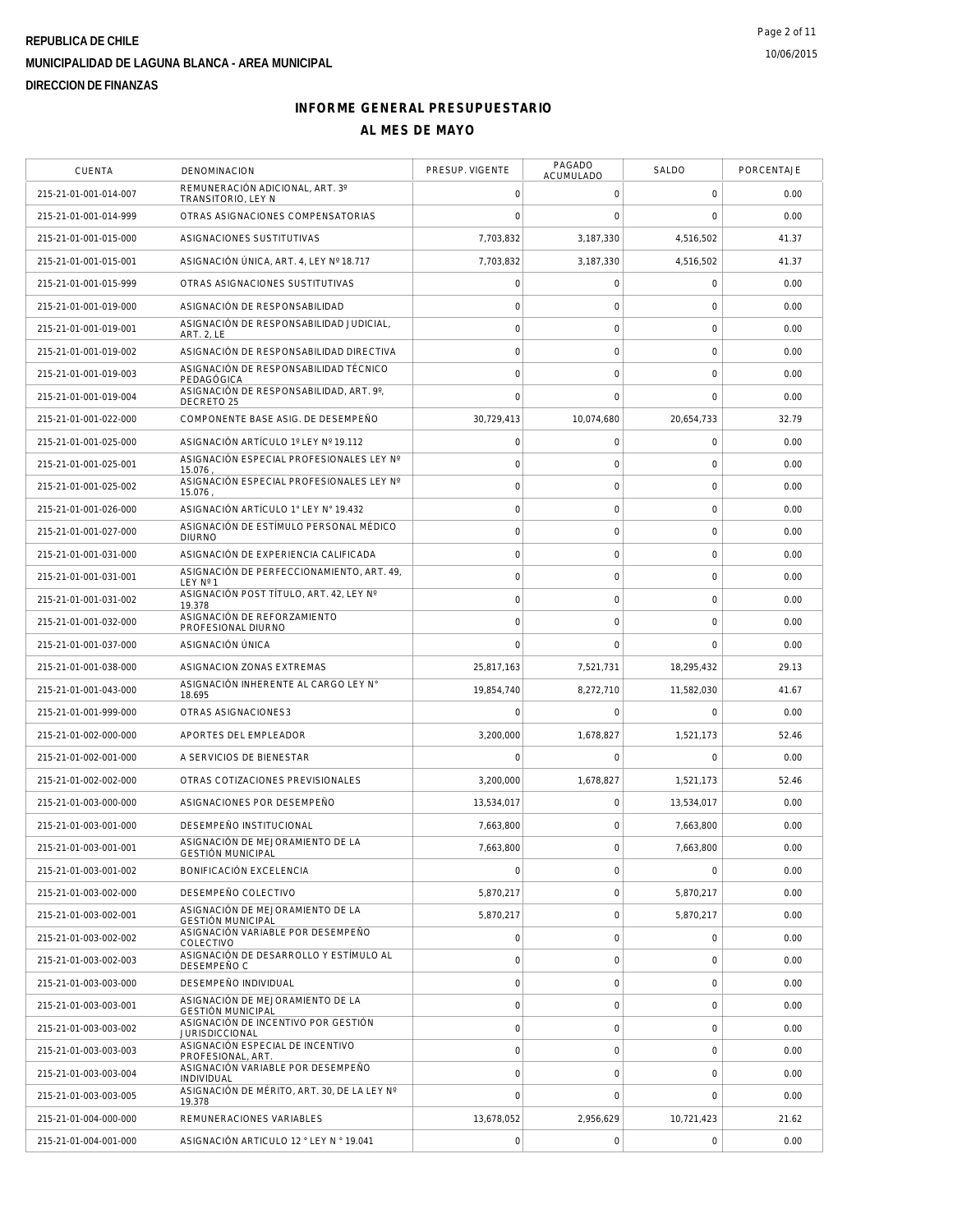**REPUBLICA DE CHILE**

**MUNICIPALIDAD DE LAGUNA BLANCA - AREA MUNICIPAL**

**DIRECCION DE FINANZAS**

## INFORME GENERAL PRESUPUESTARIO

## AL MES DE MAYO

| CUENTA | DENOMINACION | PRESUP. VIGENTE | PAGADO ACUMULADO | SALDO | PORCENTAJE |
|---|---|---|---|---|---|
| 215-21-01-001-014-007 | REMUNERACIÓN ADICIONAL, ART. 3º TRANSITORIO, LEY N | 0 | 0 | 0 | 0.00 |
| 215-21-01-001-014-999 | OTRAS ASIGNACIONES COMPENSATORIAS | 0 | 0 | 0 | 0.00 |
| 215-21-01-001-015-000 | ASIGNACIONES SUSTITUTIVAS | 7,703,832 | 3,187,330 | 4,516,502 | 41.37 |
| 215-21-01-001-015-001 | ASIGNACIÓN ÚNICA, ART. 4, LEY Nº 18.717 | 7,703,832 | 3,187,330 | 4,516,502 | 41.37 |
| 215-21-01-001-015-999 | OTRAS ASIGNACIONES SUSTITUTIVAS | 0 | 0 | 0 | 0.00 |
| 215-21-01-001-019-000 | ASIGNACIÓN DE RESPONSABILIDAD | 0 | 0 | 0 | 0.00 |
| 215-21-01-001-019-001 | ASIGNACIÓN DE RESPONSABILIDAD JUDICIAL, ART. 2, LE | 0 | 0 | 0 | 0.00 |
| 215-21-01-001-019-002 | ASIGNACIÓN DE RESPONSABILIDAD DIRECTIVA | 0 | 0 | 0 | 0.00 |
| 215-21-01-001-019-003 | ASIGNACIÓN DE RESPONSABILIDAD TÉCNICO PEDAGÓGICA | 0 | 0 | 0 | 0.00 |
| 215-21-01-001-019-004 | ASIGNACIÓN DE RESPONSABILIDAD, ART. 9º, DECRETO 25 | 0 | 0 | 0 | 0.00 |
| 215-21-01-001-022-000 | COMPONENTE BASE ASIG. DE DESEMPEÑO | 30,729,413 | 10,074,680 | 20,654,733 | 32.79 |
| 215-21-01-001-025-000 | ASIGNACIÓN ARTÍCULO 1º LEY Nº 19.112 | 0 | 0 | 0 | 0.00 |
| 215-21-01-001-025-001 | ASIGNACIÓN ESPECIAL PROFESIONALES LEY Nº 15.076 , | 0 | 0 | 0 | 0.00 |
| 215-21-01-001-025-002 | ASIGNACIÓN ESPECIAL PROFESIONALES LEY Nº 15.076 , | 0 | 0 | 0 | 0.00 |
| 215-21-01-001-026-000 | ASIGNACIÓN ARTÍCULO 1° LEY N° 19.432 | 0 | 0 | 0 | 0.00 |
| 215-21-01-001-027-000 | ASIGNACIÓN DE ESTÍMULO PERSONAL MÉDICO DIURNO | 0 | 0 | 0 | 0.00 |
| 215-21-01-001-031-000 | ASIGNACIÓN DE EXPERIENCIA CALIFICADA | 0 | 0 | 0 | 0.00 |
| 215-21-01-001-031-001 | ASIGNACIÓN DE PERFECCIONAMIENTO, ART. 49, LEY Nº 1 | 0 | 0 | 0 | 0.00 |
| 215-21-01-001-031-002 | ASIGNACIÓN POST TÍTULO, ART. 42, LEY Nº 19.378 | 0 | 0 | 0 | 0.00 |
| 215-21-01-001-032-000 | ASIGNACIÓN DE REFORZAMIENTO PROFESIONAL DIURNO | 0 | 0 | 0 | 0.00 |
| 215-21-01-001-037-000 | ASIGNACIÓN ÚNICA | 0 | 0 | 0 | 0.00 |
| 215-21-01-001-038-000 | ASIGNACION ZONAS EXTREMAS | 25,817,163 | 7,521,731 | 18,295,432 | 29.13 |
| 215-21-01-001-043-000 | ASIGNACIÓN INHERENTE AL CARGO LEY N° 18.695 | 19,854,740 | 8,272,710 | 11,582,030 | 41.67 |
| 215-21-01-001-999-000 | OTRAS ASIGNACIONES3 | 0 | 0 | 0 | 0.00 |
| 215-21-01-002-000-000 | APORTES DEL EMPLEADOR | 3,200,000 | 1,678,827 | 1,521,173 | 52.46 |
| 215-21-01-002-001-000 | A SERVICIOS DE BIENESTAR | 0 | 0 | 0 | 0.00 |
| 215-21-01-002-002-000 | OTRAS COTIZACIONES PREVISIONALES | 3,200,000 | 1,678,827 | 1,521,173 | 52.46 |
| 215-21-01-003-000-000 | ASIGNACIONES POR DESEMPEÑO | 13,534,017 | 0 | 13,534,017 | 0.00 |
| 215-21-01-003-001-000 | DESEMPEÑO INSTITUCIONAL | 7,663,800 | 0 | 7,663,800 | 0.00 |
| 215-21-01-003-001-001 | ASIGNACIÓN DE MEJORAMIENTO DE LA GESTIÓN MUNICIPAL | 7,663,800 | 0 | 7,663,800 | 0.00 |
| 215-21-01-003-001-002 | BONIFICACIÓN EXCELENCIA | 0 | 0 | 0 | 0.00 |
| 215-21-01-003-002-000 | DESEMPEÑO COLECTIVO | 5,870,217 | 0 | 5,870,217 | 0.00 |
| 215-21-01-003-002-001 | ASIGNACIÓN DE MEJORAMIENTO DE LA GESTIÓN MUNICIPAL | 5,870,217 | 0 | 5,870,217 | 0.00 |
| 215-21-01-003-002-002 | ASIGNACIÓN VARIABLE POR DESEMPEÑO COLECTIVO | 0 | 0 | 0 | 0.00 |
| 215-21-01-003-002-003 | ASIGNACIÓN DE DESARROLLO Y ESTÍMULO AL DESEMPEÑO C | 0 | 0 | 0 | 0.00 |
| 215-21-01-003-003-000 | DESEMPEÑO INDIVIDUAL | 0 | 0 | 0 | 0.00 |
| 215-21-01-003-003-001 | ASIGNACIÓN DE MEJORAMIENTO DE LA GESTIÓN MUNICIPAL | 0 | 0 | 0 | 0.00 |
| 215-21-01-003-003-002 | ASIGNACIÓN DE INCENTIVO POR GESTIÓN JURISDICCIONAL | 0 | 0 | 0 | 0.00 |
| 215-21-01-003-003-003 | ASIGNACIÓN ESPECIAL DE INCENTIVO PROFESIONAL, ART. | 0 | 0 | 0 | 0.00 |
| 215-21-01-003-003-004 | ASIGNACIÓN VARIABLE POR DESEMPEÑO INDIVIDUAL | 0 | 0 | 0 | 0.00 |
| 215-21-01-003-003-005 | ASIGNACIÓN DE MÉRITO, ART. 30, DE LA LEY Nº 19.378 | 0 | 0 | 0 | 0.00 |
| 215-21-01-004-000-000 | REMUNERACIONES VARIABLES | 13,678,052 | 2,956,629 | 10,721,423 | 21.62 |
| 215-21-01-004-001-000 | ASIGNACIÓN ARTICULO 12 ° LEY N ° 19.041 | 0 | 0 | 0 | 0.00 |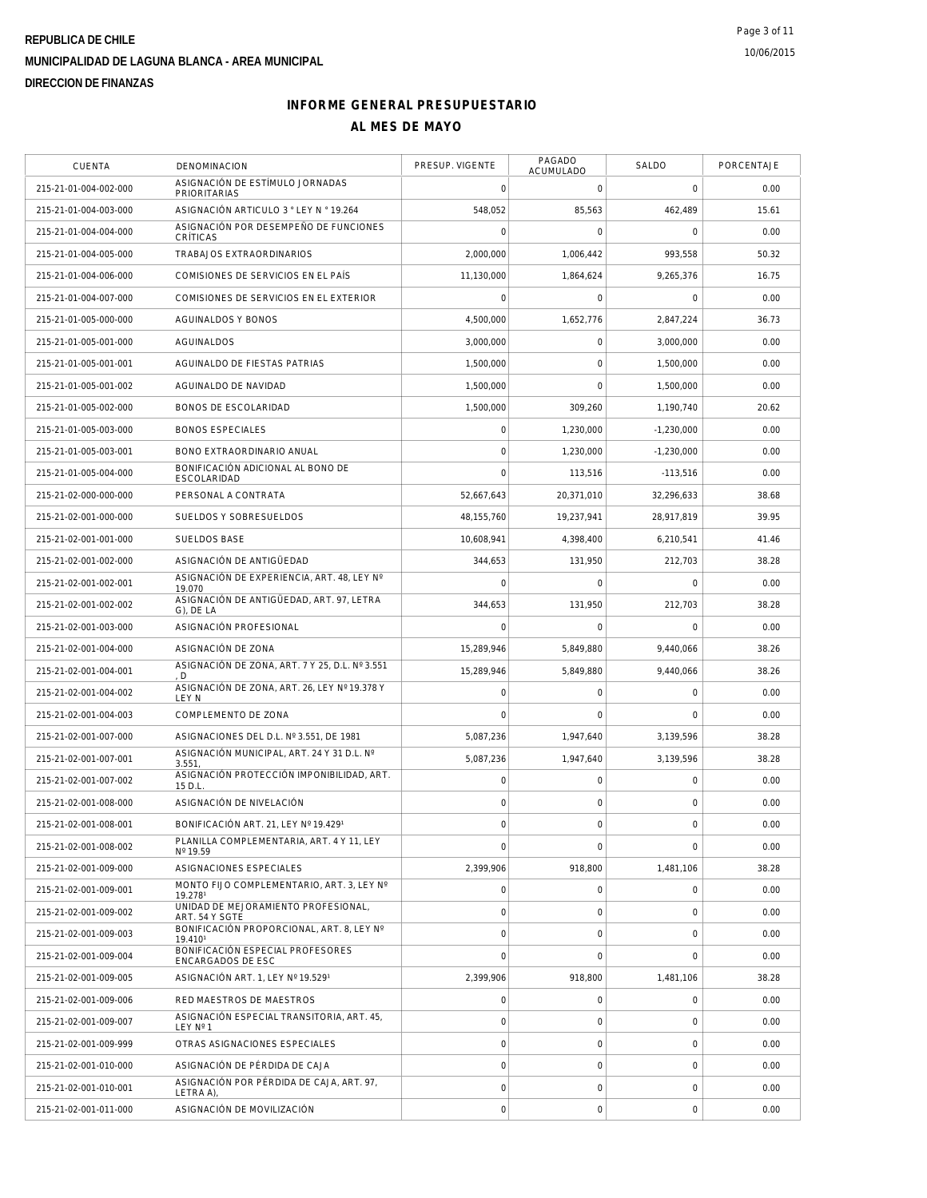REPUBLICA DE CHILE

MUNICIPALIDAD DE LAGUNA BLANCA - AREA MUNICIPAL

DIRECCION DE FINANZAS

# INFORME GENERAL PRESUPUESTARIO

## AL MES DE MAYO

| CUENTA | DENOMINACION | PRESUP. VIGENTE | PAGADO ACUMULADO | SALDO | PORCENTAJE |
|---|---|---|---|---|---|
| 215-21-01-004-002-000 | ASIGNACIÓN DE ESTÍMULO JORNADAS PRIORITARIAS | 0 | 0 | 0 | 0.00 |
| 215-21-01-004-003-000 | ASIGNACIÓN ARTICULO 3 ° LEY N ° 19.264 | 548,052 | 85,563 | 462,489 | 15.61 |
| 215-21-01-004-004-000 | ASIGNACIÓN POR DESEMPEÑO DE FUNCIONES CRÍTICAS | 0 | 0 | 0 | 0.00 |
| 215-21-01-004-005-000 | TRABAJOS EXTRAORDINARIOS | 2,000,000 | 1,006,442 | 993,558 | 50.32 |
| 215-21-01-004-006-000 | COMISIONES DE SERVICIOS EN EL PAÍS | 11,130,000 | 1,864,624 | 9,265,376 | 16.75 |
| 215-21-01-004-007-000 | COMISIONES DE SERVICIOS EN EL EXTERIOR | 0 | 0 | 0 | 0.00 |
| 215-21-01-005-000-000 | AGUINALDOS Y BONOS | 4,500,000 | 1,652,776 | 2,847,224 | 36.73 |
| 215-21-01-005-001-000 | AGUINALDOS | 3,000,000 | 0 | 3,000,000 | 0.00 |
| 215-21-01-005-001-001 | AGUINALDO DE FIESTAS PATRIAS | 1,500,000 | 0 | 1,500,000 | 0.00 |
| 215-21-01-005-001-002 | AGUINALDO DE NAVIDAD | 1,500,000 | 0 | 1,500,000 | 0.00 |
| 215-21-01-005-002-000 | BONOS DE ESCOLARIDAD | 1,500,000 | 309,260 | 1,190,740 | 20.62 |
| 215-21-01-005-003-000 | BONOS ESPECIALES | 0 | 1,230,000 | -1,230,000 | 0.00 |
| 215-21-01-005-003-001 | BONO EXTRAORDINARIO ANUAL | 0 | 1,230,000 | -1,230,000 | 0.00 |
| 215-21-01-005-004-000 | BONIFICACIÓN ADICIONAL AL BONO DE ESCOLARIDAD | 0 | 113,516 | -113,516 | 0.00 |
| 215-21-02-000-000-000 | PERSONAL A CONTRATA | 52,667,643 | 20,371,010 | 32,296,633 | 38.68 |
| 215-21-02-001-000-000 | SUELDOS Y SOBRESUELDOS | 48,155,760 | 19,237,941 | 28,917,819 | 39.95 |
| 215-21-02-001-001-000 | SUELDOS BASE | 10,608,941 | 4,398,400 | 6,210,541 | 41.46 |
| 215-21-02-001-002-000 | ASIGNACIÓN DE ANTIGÜEDAD | 344,653 | 131,950 | 212,703 | 38.28 |
| 215-21-02-001-002-001 | ASIGNACIÓN DE EXPERIENCIA, ART. 48, LEY Nº 19.070 | 0 | 0 | 0 | 0.00 |
| 215-21-02-001-002-002 | ASIGNACIÓN DE ANTIGÜEDAD, ART. 97, LETRA G), DE LA | 344,653 | 131,950 | 212,703 | 38.28 |
| 215-21-02-001-003-000 | ASIGNACIÓN PROFESIONAL | 0 | 0 | 0 | 0.00 |
| 215-21-02-001-004-000 | ASIGNACIÓN DE ZONA | 15,289,946 | 5,849,880 | 9,440,066 | 38.26 |
| 215-21-02-001-004-001 | ASIGNACIÓN DE ZONA, ART. 7 Y 25, D.L. Nº 3.551 , D | 15,289,946 | 5,849,880 | 9,440,066 | 38.26 |
| 215-21-02-001-004-002 | ASIGNACIÓN DE ZONA, ART. 26, LEY Nº 19.378 Y LEY N | 0 | 0 | 0 | 0.00 |
| 215-21-02-001-004-003 | COMPLEMENTO DE ZONA | 0 | 0 | 0 | 0.00 |
| 215-21-02-001-007-000 | ASIGNACIONES DEL D.L. Nº 3.551, DE 1981 | 5,087,236 | 1,947,640 | 3,139,596 | 38.28 |
| 215-21-02-001-007-001 | ASIGNACIÓN MUNICIPAL, ART. 24 Y 31 D.L. Nº 3.551, | 5,087,236 | 1,947,640 | 3,139,596 | 38.28 |
| 215-21-02-001-007-002 | ASIGNACIÓN PROTECCIÓN IMPONIBILIDAD, ART. 15 D.L. | 0 | 0 | 0 | 0.00 |
| 215-21-02-001-008-000 | ASIGNACIÓN DE NIVELACIÓN | 0 | 0 | 0 | 0.00 |
| 215-21-02-001-008-001 | BONIFICACIÓN ART. 21, LEY Nº 19.429¹ | 0 | 0 | 0 | 0.00 |
| 215-21-02-001-008-002 | PLANILLA COMPLEMENTARIA, ART. 4 Y 11, LEY Nº 19.59 | 0 | 0 | 0 | 0.00 |
| 215-21-02-001-009-000 | ASIGNACIONES ESPECIALES | 2,399,906 | 918,800 | 1,481,106 | 38.28 |
| 215-21-02-001-009-001 | MONTO FIJO COMPLEMENTARIO, ART. 3, LEY Nº 19.278¹ | 0 | 0 | 0 | 0.00 |
| 215-21-02-001-009-002 | UNIDAD DE MEJORAMIENTO PROFESIONAL, ART. 54 Y SGTE | 0 | 0 | 0 | 0.00 |
| 215-21-02-001-009-003 | BONIFICACIÓN PROPORCIONAL, ART. 8, LEY Nº 19.410¹ | 0 | 0 | 0 | 0.00 |
| 215-21-02-001-009-004 | BONIFICACIÓN ESPECIAL PROFESORES ENCARGADOS DE ESC | 0 | 0 | 0 | 0.00 |
| 215-21-02-001-009-005 | ASIGNACIÓN ART. 1, LEY Nº 19.529¹ | 2,399,906 | 918,800 | 1,481,106 | 38.28 |
| 215-21-02-001-009-006 | RED MAESTROS DE MAESTROS | 0 | 0 | 0 | 0.00 |
| 215-21-02-001-009-007 | ASIGNACIÓN ESPECIAL TRANSITORIA, ART. 45, LEY Nº 1 | 0 | 0 | 0 | 0.00 |
| 215-21-02-001-009-999 | OTRAS ASIGNACIONES ESPECIALES | 0 | 0 | 0 | 0.00 |
| 215-21-02-001-010-000 | ASIGNACIÓN DE PÉRDIDA DE CAJA | 0 | 0 | 0 | 0.00 |
| 215-21-02-001-010-001 | ASIGNACIÓN POR PÉRDIDA DE CAJA, ART. 97, LETRA A), | 0 | 0 | 0 | 0.00 |
| 215-21-02-001-011-000 | ASIGNACIÓN DE MOVILIZACIÓN | 0 | 0 | 0 | 0.00 |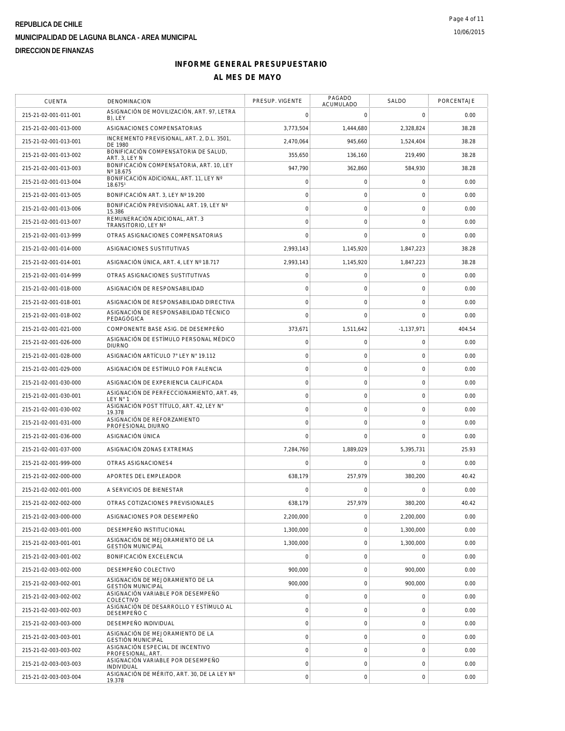REPUBLICA DE CHILE

MUNICIPALIDAD DE LAGUNA BLANCA - AREA MUNICIPAL

DIRECCION DE FINANZAS

10/06/2015

# INFORME GENERAL PRESUPUESTARIO

## AL MES DE MAYO

| CUENTA | DENOMINACION | PRESUP. VIGENTE | PAGADO ACUMULADO | SALDO | PORCENTAJE |
|---|---|---|---|---|---|
| 215-21-02-001-011-001 | ASIGNACIÓN DE MOVILIZACIÓN, ART. 97, LETRA B), LEY | 0 | 0 | 0 | 0.00 |
| 215-21-02-001-013-000 | ASIGNACIONES COMPENSATORIAS | 3,773,504 | 1,444,680 | 2,328,824 | 38.28 |
| 215-21-02-001-013-001 | INCREMENTO PREVISIONAL, ART. 2, D.L. 3501, DE 1980 | 2,470,064 | 945,660 | 1,524,404 | 38.28 |
| 215-21-02-001-013-002 | BONIFICACIÓN COMPENSATORIA DE SALUD, ART. 3, LEY N | 355,650 | 136,160 | 219,490 | 38.28 |
| 215-21-02-001-013-003 | BONIFICACIÓN COMPENSATORIA, ART. 10, LEY Nº 18.675 | 947,790 | 362,860 | 584,930 | 38.28 |
| 215-21-02-001-013-004 | BONIFICACIÓN ADICIONAL, ART. 11, LEY Nº 18.675¹ | 0 | 0 | 0 | 0.00 |
| 215-21-02-001-013-005 | BONIFICACIÓN ART. 3, LEY Nº 19.200 | 0 | 0 | 0 | 0.00 |
| 215-21-02-001-013-006 | BONIFICACIÓN PREVISIONAL ART. 19, LEY Nº 15.386 | 0 | 0 | 0 | 0.00 |
| 215-21-02-001-013-007 | REMUNERACIÓN ADICIONAL, ART. 3 TRANSITORIO, LEY Nº | 0 | 0 | 0 | 0.00 |
| 215-21-02-001-013-999 | OTRAS ASIGNACIONES COMPENSATORIAS | 0 | 0 | 0 | 0.00 |
| 215-21-02-001-014-000 | ASIGNACIONES SUSTITUTIVAS | 2,993,143 | 1,145,920 | 1,847,223 | 38.28 |
| 215-21-02-001-014-001 | ASIGNACIÓN ÚNICA, ART. 4, LEY Nº 18.717 | 2,993,143 | 1,145,920 | 1,847,223 | 38.28 |
| 215-21-02-001-014-999 | OTRAS ASIGNACIONES SUSTITUTIVAS | 0 | 0 | 0 | 0.00 |
| 215-21-02-001-018-000 | ASIGNACIÓN DE RESPONSABILIDAD | 0 | 0 | 0 | 0.00 |
| 215-21-02-001-018-001 | ASIGNACIÓN DE RESPONSABILIDAD DIRECTIVA | 0 | 0 | 0 | 0.00 |
| 215-21-02-001-018-002 | ASIGNACIÓN DE RESPONSABILIDAD TÉCNICO PEDAGÓGICA | 0 | 0 | 0 | 0.00 |
| 215-21-02-001-021-000 | COMPONENTE BASE ASIG. DE DESEMPEÑO | 373,671 | 1,511,642 | -1,137,971 | 404.54 |
| 215-21-02-001-026-000 | ASIGNACIÓN DE ESTÍMULO PERSONAL MÉDICO DIURNO | 0 | 0 | 0 | 0.00 |
| 215-21-02-001-028-000 | ASIGNACIÓN ARTÍCULO 7° LEY N° 19.112 | 0 | 0 | 0 | 0.00 |
| 215-21-02-001-029-000 | ASIGNACIÓN DE ESTÍMULO POR FALENCIA | 0 | 0 | 0 | 0.00 |
| 215-21-02-001-030-000 | ASIGNACIÓN DE EXPERIENCIA CALIFICADA | 0 | 0 | 0 | 0.00 |
| 215-21-02-001-030-001 | ASIGNACIÓN DE PERFECCIONAMIENTO, ART. 49, LEY N° 1 | 0 | 0 | 0 | 0.00 |
| 215-21-02-001-030-002 | ASIGNACIÓN POST TÍTULO, ART. 42, LEY N° 19.378 | 0 | 0 | 0 | 0.00 |
| 215-21-02-001-031-000 | ASIGNACIÓN DE REFORZAMIENTO PROFESIONAL DIURNO | 0 | 0 | 0 | 0.00 |
| 215-21-02-001-036-000 | ASIGNACIÓN ÚNICA | 0 | 0 | 0 | 0.00 |
| 215-21-02-001-037-000 | ASIGNACIÓN ZONAS EXTREMAS | 7,284,760 | 1,889,029 | 5,395,731 | 25.93 |
| 215-21-02-001-999-000 | OTRAS ASIGNACIONES4 | 0 | 0 | 0 | 0.00 |
| 215-21-02-002-000-000 | APORTES DEL EMPLEADOR | 638,179 | 257,979 | 380,200 | 40.42 |
| 215-21-02-002-001-000 | A SERVICIOS DE BIENESTAR | 0 | 0 | 0 | 0.00 |
| 215-21-02-002-002-000 | OTRAS COTIZACIONES PREVISIONALES | 638,179 | 257,979 | 380,200 | 40.42 |
| 215-21-02-003-000-000 | ASIGNACIONES POR DESEMPEÑO | 2,200,000 | 0 | 2,200,000 | 0.00 |
| 215-21-02-003-001-000 | DESEMPEÑO INSTITUCIONAL | 1,300,000 | 0 | 1,300,000 | 0.00 |
| 215-21-02-003-001-001 | ASIGNACIÓN DE MEJORAMIENTO DE LA GESTIÓN MUNICIPAL | 1,300,000 | 0 | 1,300,000 | 0.00 |
| 215-21-02-003-001-002 | BONIFICACIÓN EXCELENCIA | 0 | 0 | 0 | 0.00 |
| 215-21-02-003-002-000 | DESEMPEÑO COLECTIVO | 900,000 | 0 | 900,000 | 0.00 |
| 215-21-02-003-002-001 | ASIGNACIÓN DE MEJORAMIENTO DE LA GESTIÓN MUNICIPAL | 900,000 | 0 | 900,000 | 0.00 |
| 215-21-02-003-002-002 | ASIGNACIÓN VARIABLE POR DESEMPEÑO COLECTIVO | 0 | 0 | 0 | 0.00 |
| 215-21-02-003-002-003 | ASIGNACIÓN DE DESARROLLO Y ESTÍMULO AL DESEMPEÑO C | 0 | 0 | 0 | 0.00 |
| 215-21-02-003-003-000 | DESEMPEÑO INDIVIDUAL | 0 | 0 | 0 | 0.00 |
| 215-21-02-003-003-001 | ASIGNACIÓN DE MEJORAMIENTO DE LA GESTIÓN MUNICIPAL | 0 | 0 | 0 | 0.00 |
| 215-21-02-003-003-002 | ASIGNACIÓN ESPECIAL DE INCENTIVO PROFESIONAL, ART. | 0 | 0 | 0 | 0.00 |
| 215-21-02-003-003-003 | ASIGNACIÓN VARIABLE POR DESEMPEÑO INDIVIDUAL | 0 | 0 | 0 | 0.00 |
| 215-21-02-003-003-004 | ASIGNACIÓN DE MÉRITO, ART. 30, DE LA LEY Nº 19.378 | 0 | 0 | 0 | 0.00 |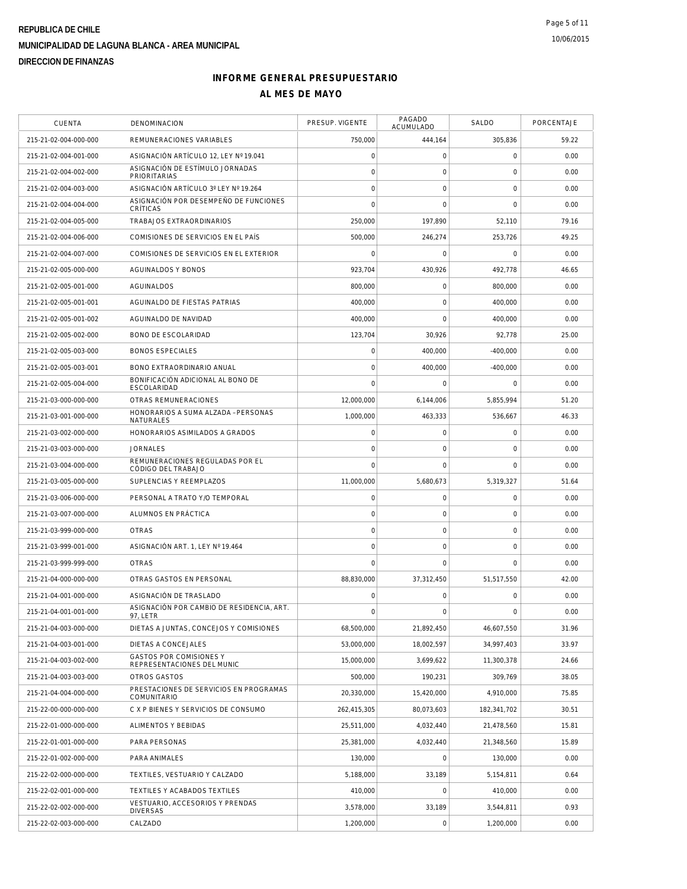REPUBLICA DE CHILE
MUNICIPALIDAD DE LAGUNA BLANCA - AREA MUNICIPAL
DIRECCION DE FINANZAS

# INFORME GENERAL PRESUPUESTARIO
## AL MES DE MAYO

| CUENTA | DENOMINACION | PRESUP. VIGENTE | PAGADO ACUMULADO | SALDO | PORCENTAJE |
|---|---|---|---|---|---|
| 215-21-02-004-000-000 | REMUNERACIONES VARIABLES | 750,000 | 444,164 | 305,836 | 59.22 |
| 215-21-02-004-001-000 | ASIGNACIÓN ARTÍCULO 12, LEY Nº 19.041 | 0 | 0 | 0 | 0.00 |
| 215-21-02-004-002-000 | ASIGNACIÓN DE ESTÍMULO JORNADAS PRIORITARIAS | 0 | 0 | 0 | 0.00 |
| 215-21-02-004-003-000 | ASIGNACIÓN ARTÍCULO 3º LEY Nº 19.264 | 0 | 0 | 0 | 0.00 |
| 215-21-02-004-004-000 | ASIGNACIÓN POR DESEMPEÑO DE FUNCIONES CRÍTICAS | 0 | 0 | 0 | 0.00 |
| 215-21-02-004-005-000 | TRABAJOS EXTRAORDINARIOS | 250,000 | 197,890 | 52,110 | 79.16 |
| 215-21-02-004-006-000 | COMISIONES DE SERVICIOS EN EL PAÍS | 500,000 | 246,274 | 253,726 | 49.25 |
| 215-21-02-004-007-000 | COMISIONES DE SERVICIOS EN EL EXTERIOR | 0 | 0 | 0 | 0.00 |
| 215-21-02-005-000-000 | AGUINALDOS Y BONOS | 923,704 | 430,926 | 492,778 | 46.65 |
| 215-21-02-005-001-000 | AGUINALDOS | 800,000 | 0 | 800,000 | 0.00 |
| 215-21-02-005-001-001 | AGUINALDO DE FIESTAS PATRIAS | 400,000 | 0 | 400,000 | 0.00 |
| 215-21-02-005-001-002 | AGUINALDO DE NAVIDAD | 400,000 | 0 | 400,000 | 0.00 |
| 215-21-02-005-002-000 | BONO DE ESCOLARIDAD | 123,704 | 30,926 | 92,778 | 25.00 |
| 215-21-02-005-003-000 | BONOS ESPECIALES | 0 | 400,000 | -400,000 | 0.00 |
| 215-21-02-005-003-001 | BONO EXTRAORDINARIO ANUAL | 0 | 400,000 | -400,000 | 0.00 |
| 215-21-02-005-004-000 | BONIFICACIÓN ADICIONAL AL BONO DE ESCOLARIDAD | 0 | 0 | 0 | 0.00 |
| 215-21-03-000-000-000 | OTRAS REMUNERACIONES | 12,000,000 | 6,144,006 | 5,855,994 | 51.20 |
| 215-21-03-001-000-000 | HONORARIOS A SUMA ALZADA - PERSONAS NATURALES | 1,000,000 | 463,333 | 536,667 | 46.33 |
| 215-21-03-002-000-000 | HONORARIOS ASIMILADOS A GRADOS | 0 | 0 | 0 | 0.00 |
| 215-21-03-003-000-000 | JORNALES | 0 | 0 | 0 | 0.00 |
| 215-21-03-004-000-000 | REMUNERACIONES REGULADAS POR EL CÓDIGO DEL TRABAJO | 0 | 0 | 0 | 0.00 |
| 215-21-03-005-000-000 | SUPLENCIAS Y REEMPLAZOS | 11,000,000 | 5,680,673 | 5,319,327 | 51.64 |
| 215-21-03-006-000-000 | PERSONAL A TRATO Y/O TEMPORAL | 0 | 0 | 0 | 0.00 |
| 215-21-03-007-000-000 | ALUMNOS EN PRÁCTICA | 0 | 0 | 0 | 0.00 |
| 215-21-03-999-000-000 | OTRAS | 0 | 0 | 0 | 0.00 |
| 215-21-03-999-001-000 | ASIGNACIÓN ART. 1, LEY Nº 19.464 | 0 | 0 | 0 | 0.00 |
| 215-21-03-999-999-000 | OTRAS | 0 | 0 | 0 | 0.00 |
| 215-21-04-000-000-000 | OTRAS GASTOS EN PERSONAL | 88,830,000 | 37,312,450 | 51,517,550 | 42.00 |
| 215-21-04-001-000-000 | ASIGNACIÓN DE TRASLADO | 0 | 0 | 0 | 0.00 |
| 215-21-04-001-001-000 | ASIGNACIÓN POR CAMBIO DE RESIDENCIA, ART. 97, LETR | 0 | 0 | 0 | 0.00 |
| 215-21-04-003-000-000 | DIETAS A JUNTAS, CONCEJOS Y COMISIONES | 68,500,000 | 21,892,450 | 46,607,550 | 31.96 |
| 215-21-04-003-001-000 | DIETAS A CONCEJALES | 53,000,000 | 18,002,597 | 34,997,403 | 33.97 |
| 215-21-04-003-002-000 | GASTOS POR COMISIONES Y REPRESENTACIONES DEL MUNIC | 15,000,000 | 3,699,622 | 11,300,378 | 24.66 |
| 215-21-04-003-003-000 | OTROS GASTOS | 500,000 | 190,231 | 309,769 | 38.05 |
| 215-21-04-004-000-000 | PRESTACIONES DE SERVICIOS EN PROGRAMAS COMUNITARIO | 20,330,000 | 15,420,000 | 4,910,000 | 75.85 |
| 215-22-00-000-000-000 | C X P BIENES Y SERVICIOS DE CONSUMO | 262,415,305 | 80,073,603 | 182,341,702 | 30.51 |
| 215-22-01-000-000-000 | ALIMENTOS Y BEBIDAS | 25,511,000 | 4,032,440 | 21,478,560 | 15.81 |
| 215-22-01-001-000-000 | PARA PERSONAS | 25,381,000 | 4,032,440 | 21,348,560 | 15.89 |
| 215-22-01-002-000-000 | PARA ANIMALES | 130,000 | 0 | 130,000 | 0.00 |
| 215-22-02-000-000-000 | TEXTILES, VESTUARIO Y CALZADO | 5,188,000 | 33,189 | 5,154,811 | 0.64 |
| 215-22-02-001-000-000 | TEXTILES Y ACABADOS TEXTILES | 410,000 | 0 | 410,000 | 0.00 |
| 215-22-02-002-000-000 | VESTUARIO, ACCESORIOS Y PRENDAS DIVERSAS | 3,578,000 | 33,189 | 3,544,811 | 0.93 |
| 215-22-02-003-000-000 | CALZADO | 1,200,000 | 0 | 1,200,000 | 0.00 |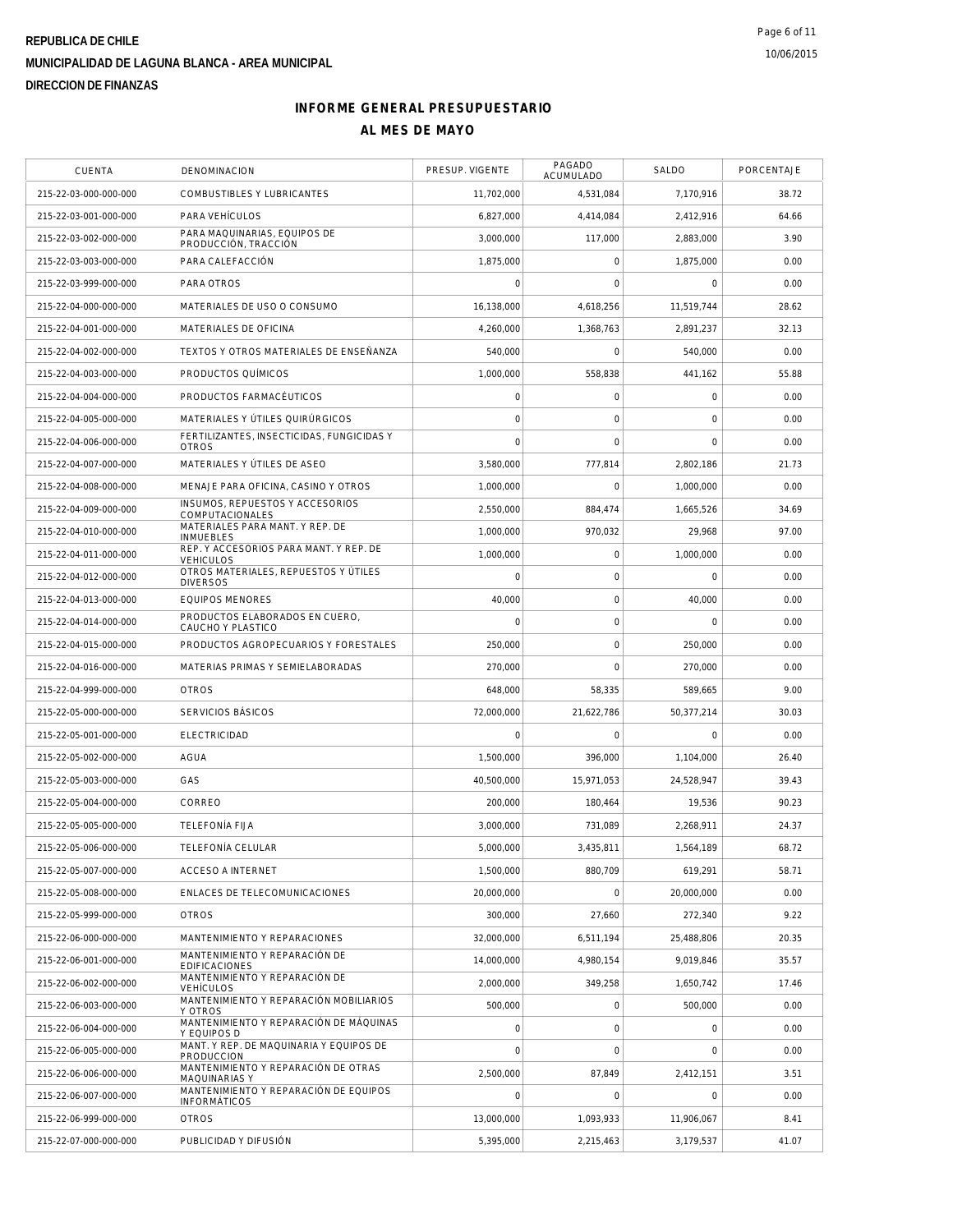**REPUBLICA DE CHILE**

**MUNICIPALIDAD DE LAGUNA BLANCA - AREA MUNICIPAL**

**DIRECCION DE FINANZAS**

# INFORME GENERAL PRESUPUESTARIO

## AL MES DE MAYO

| CUENTA | DENOMINACION | PRESUP. VIGENTE | PAGADO ACUMULADO | SALDO | PORCENTAJE |
|---|---|---|---|---|---|
| 215-22-03-000-000-000 | COMBUSTIBLES Y LUBRICANTES | 11,702,000 | 4,531,084 | 7,170,916 | 38.72 |
| 215-22-03-001-000-000 | PARA VEHÍCULOS | 6,827,000 | 4,414,084 | 2,412,916 | 64.66 |
| 215-22-03-002-000-000 | PARA MAQUINARIAS, EQUIPOS DE PRODUCCIÓN, TRACCIÓN | 3,000,000 | 117,000 | 2,883,000 | 3.90 |
| 215-22-03-003-000-000 | PARA CALEFACCIÓN | 1,875,000 | 0 | 1,875,000 | 0.00 |
| 215-22-03-999-000-000 | PARA OTROS | 0 | 0 | 0 | 0.00 |
| 215-22-04-000-000-000 | MATERIALES DE USO O CONSUMO | 16,138,000 | 4,618,256 | 11,519,744 | 28.62 |
| 215-22-04-001-000-000 | MATERIALES DE OFICINA | 4,260,000 | 1,368,763 | 2,891,237 | 32.13 |
| 215-22-04-002-000-000 | TEXTOS Y OTROS MATERIALES DE ENSEÑANZA | 540,000 | 0 | 540,000 | 0.00 |
| 215-22-04-003-000-000 | PRODUCTOS QUÍMICOS | 1,000,000 | 558,838 | 441,162 | 55.88 |
| 215-22-04-004-000-000 | PRODUCTOS FARMACÉUTICOS | 0 | 0 | 0 | 0.00 |
| 215-22-04-005-000-000 | MATERIALES Y ÚTILES QUIRÚRGICOS | 0 | 0 | 0 | 0.00 |
| 215-22-04-006-000-000 | FERTILIZANTES, INSECTICIDAS, FUNGICIDAS Y OTROS | 0 | 0 | 0 | 0.00 |
| 215-22-04-007-000-000 | MATERIALES Y ÚTILES DE ASEO | 3,580,000 | 777,814 | 2,802,186 | 21.73 |
| 215-22-04-008-000-000 | MENAJE PARA OFICINA, CASINO Y OTROS | 1,000,000 | 0 | 1,000,000 | 0.00 |
| 215-22-04-009-000-000 | INSUMOS, REPUESTOS Y ACCESORIOS COMPUTACIONALES | 2,550,000 | 884,474 | 1,665,526 | 34.69 |
| 215-22-04-010-000-000 | MATERIALES PARA MANT. Y REP. DE INMUEBLES | 1,000,000 | 970,032 | 29,968 | 97.00 |
| 215-22-04-011-000-000 | REP. Y ACCESORIOS PARA MANT. Y REP. DE VEHICULOS | 1,000,000 | 0 | 1,000,000 | 0.00 |
| 215-22-04-012-000-000 | OTROS MATERIALES, REPUESTOS Y ÚTILES DIVERSOS | 0 | 0 | 0 | 0.00 |
| 215-22-04-013-000-000 | EQUIPOS MENORES | 40,000 | 0 | 40,000 | 0.00 |
| 215-22-04-014-000-000 | PRODUCTOS ELABORADOS EN CUERO, CAUCHO Y PLASTICO | 0 | 0 | 0 | 0.00 |
| 215-22-04-015-000-000 | PRODUCTOS AGROPECUARIOS Y FORESTALES | 250,000 | 0 | 250,000 | 0.00 |
| 215-22-04-016-000-000 | MATERIAS PRIMAS Y SEMIELABORADAS | 270,000 | 0 | 270,000 | 0.00 |
| 215-22-04-999-000-000 | OTROS | 648,000 | 58,335 | 589,665 | 9.00 |
| 215-22-05-000-000-000 | SERVICIOS BÁSICOS | 72,000,000 | 21,622,786 | 50,377,214 | 30.03 |
| 215-22-05-001-000-000 | ELECTRICIDAD | 0 | 0 | 0 | 0.00 |
| 215-22-05-002-000-000 | AGUA | 1,500,000 | 396,000 | 1,104,000 | 26.40 |
| 215-22-05-003-000-000 | GAS | 40,500,000 | 15,971,053 | 24,528,947 | 39.43 |
| 215-22-05-004-000-000 | CORREO | 200,000 | 180,464 | 19,536 | 90.23 |
| 215-22-05-005-000-000 | TELEFONÍA FIJA | 3,000,000 | 731,089 | 2,268,911 | 24.37 |
| 215-22-05-006-000-000 | TELEFONÍA CELULAR | 5,000,000 | 3,435,811 | 1,564,189 | 68.72 |
| 215-22-05-007-000-000 | ACCESO A INTERNET | 1,500,000 | 880,709 | 619,291 | 58.71 |
| 215-22-05-008-000-000 | ENLACES DE TELECOMUNICACIONES | 20,000,000 | 0 | 20,000,000 | 0.00 |
| 215-22-05-999-000-000 | OTROS | 300,000 | 27,660 | 272,340 | 9.22 |
| 215-22-06-000-000-000 | MANTENIMIENTO Y REPARACIONES | 32,000,000 | 6,511,194 | 25,488,806 | 20.35 |
| 215-22-06-001-000-000 | MANTENIMIENTO Y REPARACIÓN DE EDIFICACIONES | 14,000,000 | 4,980,154 | 9,019,846 | 35.57 |
| 215-22-06-002-000-000 | MANTENIMIENTO Y REPARACIÓN DE VEHÍCULOS | 2,000,000 | 349,258 | 1,650,742 | 17.46 |
| 215-22-06-003-000-000 | MANTENIMIENTO Y REPARACIÓN MOBILIARIOS Y OTROS | 500,000 | 0 | 500,000 | 0.00 |
| 215-22-06-004-000-000 | MANTENIMIENTO Y REPARACIÓN DE MÁQUINAS Y EQUIPOS D | 0 | 0 | 0 | 0.00 |
| 215-22-06-005-000-000 | MANT. Y REP. DE MAQUINARIA Y EQUIPOS DE PRODUCCION | 0 | 0 | 0 | 0.00 |
| 215-22-06-006-000-000 | MANTENIMIENTO Y REPARACIÓN DE OTRAS MAQUINARIAS Y | 2,500,000 | 87,849 | 2,412,151 | 3.51 |
| 215-22-06-007-000-000 | MANTENIMIENTO Y REPARACIÓN DE EQUIPOS INFORMÁTICOS | 0 | 0 | 0 | 0.00 |
| 215-22-06-999-000-000 | OTROS | 13,000,000 | 1,093,933 | 11,906,067 | 8.41 |
| 215-22-07-000-000-000 | PUBLICIDAD Y DIFUSIÓN | 5,395,000 | 2,215,463 | 3,179,537 | 41.07 |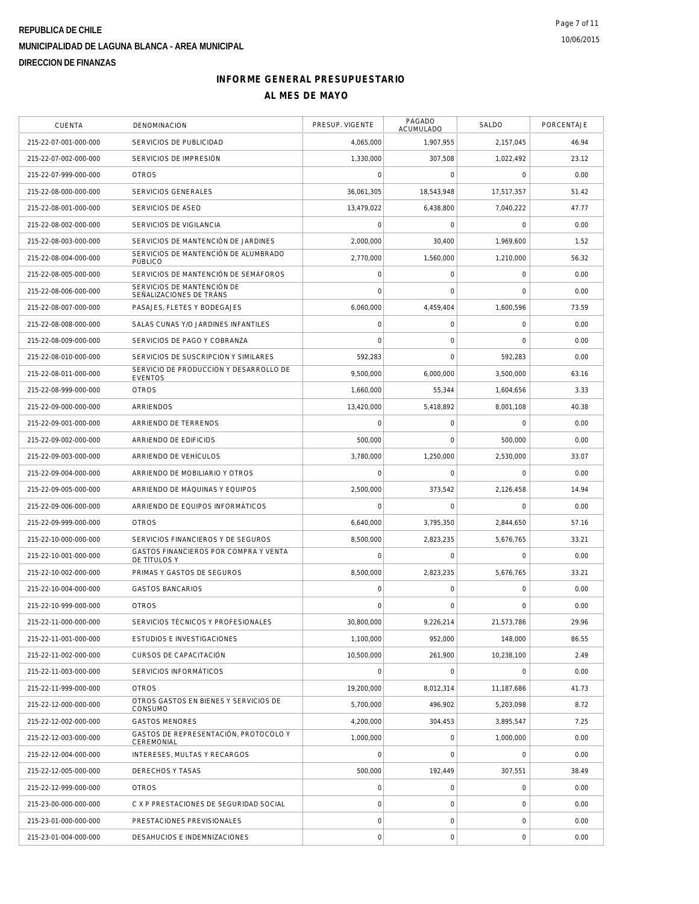**REPUBLICA DE CHILE**

**MUNICIPALIDAD DE LAGUNA BLANCA - AREA MUNICIPAL**

**DIRECCION DE FINANZAS**

10/06/2015

## INFORME GENERAL PRESUPUESTARIO

## AL MES DE MAYO

| CUENTA | DENOMINACION | PRESUP. VIGENTE | PAGADO ACUMULADO | SALDO | PORCENTAJE |
|---|---|---|---|---|---|
| 215-22-07-001-000-000 | SERVICIOS DE PUBLICIDAD | 4,065,000 | 1,907,955 | 2,157,045 | 46.94 |
| 215-22-07-002-000-000 | SERVICIOS DE IMPRESIÓN | 1,330,000 | 307,508 | 1,022,492 | 23.12 |
| 215-22-07-999-000-000 | OTROS | 0 | 0 | 0 | 0.00 |
| 215-22-08-000-000-000 | SERVICIOS GENERALES | 36,061,305 | 18,543,948 | 17,517,357 | 51.42 |
| 215-22-08-001-000-000 | SERVICIOS DE ASEO | 13,479,022 | 6,438,800 | 7,040,222 | 47.77 |
| 215-22-08-002-000-000 | SERVICIOS DE VIGILANCIA | 0 | 0 | 0 | 0.00 |
| 215-22-08-003-000-000 | SERVICIOS DE MANTENCIÓN DE JARDINES | 2,000,000 | 30,400 | 1,969,600 | 1.52 |
| 215-22-08-004-000-000 | SERVICIOS DE MANTENCIÓN DE ALUMBRADO PÚBLICO | 2,770,000 | 1,560,000 | 1,210,000 | 56.32 |
| 215-22-08-005-000-000 | SERVICIOS DE MANTENCIÓN DE SEMÁFOROS | 0 | 0 | 0 | 0.00 |
| 215-22-08-006-000-000 | SERVICIOS DE MANTENCIÓN DE SEÑALIZACIONES DE TRÁNS | 0 | 0 | 0 | 0.00 |
| 215-22-08-007-000-000 | PASAJES, FLETES Y BODEGAJES | 6,060,000 | 4,459,404 | 1,600,596 | 73.59 |
| 215-22-08-008-000-000 | SALAS CUNAS Y/O JARDINES INFANTILES | 0 | 0 | 0 | 0.00 |
| 215-22-08-009-000-000 | SERVICIOS DE PAGO Y COBRANZA | 0 | 0 | 0 | 0.00 |
| 215-22-08-010-000-000 | SERVICIOS DE SUSCRIPCION Y SIMILARES | 592,283 | 0 | 592,283 | 0.00 |
| 215-22-08-011-000-000 | SERVICIO DE PRODUCCION Y DESARROLLO DE EVENTOS | 9,500,000 | 6,000,000 | 3,500,000 | 63.16 |
| 215-22-08-999-000-000 | OTROS | 1,660,000 | 55,344 | 1,604,656 | 3.33 |
| 215-22-09-000-000-000 | ARRIENDOS | 13,420,000 | 5,418,892 | 8,001,108 | 40.38 |
| 215-22-09-001-000-000 | ARRIENDO DE TERRENOS | 0 | 0 | 0 | 0.00 |
| 215-22-09-002-000-000 | ARRIENDO DE EDIFICIOS | 500,000 | 0 | 500,000 | 0.00 |
| 215-22-09-003-000-000 | ARRIENDO DE VEHÍCULOS | 3,780,000 | 1,250,000 | 2,530,000 | 33.07 |
| 215-22-09-004-000-000 | ARRIENDO DE MOBILIARIO Y OTROS | 0 | 0 | 0 | 0.00 |
| 215-22-09-005-000-000 | ARRIENDO DE MÁQUINAS Y EQUIPOS | 2,500,000 | 373,542 | 2,126,458 | 14.94 |
| 215-22-09-006-000-000 | ARRIENDO DE EQUIPOS INFORMÁTICOS | 0 | 0 | 0 | 0.00 |
| 215-22-09-999-000-000 | OTROS | 6,640,000 | 3,795,350 | 2,844,650 | 57.16 |
| 215-22-10-000-000-000 | SERVICIOS FINANCIEROS Y DE SEGUROS | 8,500,000 | 2,823,235 | 5,676,765 | 33.21 |
| 215-22-10-001-000-000 | GASTOS FINANCIEROS POR COMPRA Y VENTA DE TÍTULOS Y | 0 | 0 | 0 | 0.00 |
| 215-22-10-002-000-000 | PRIMAS Y GASTOS DE SEGUROS | 8,500,000 | 2,823,235 | 5,676,765 | 33.21 |
| 215-22-10-004-000-000 | GASTOS BANCARIOS | 0 | 0 | 0 | 0.00 |
| 215-22-10-999-000-000 | OTROS | 0 | 0 | 0 | 0.00 |
| 215-22-11-000-000-000 | SERVICIOS TÉCNICOS Y PROFESIONALES | 30,800,000 | 9,226,214 | 21,573,786 | 29.96 |
| 215-22-11-001-000-000 | ESTUDIOS E INVESTIGACIONES | 1,100,000 | 952,000 | 148,000 | 86.55 |
| 215-22-11-002-000-000 | CURSOS DE CAPACITACIÓN | 10,500,000 | 261,900 | 10,238,100 | 2.49 |
| 215-22-11-003-000-000 | SERVICIOS INFORMÁTICOS | 0 | 0 | 0 | 0.00 |
| 215-22-11-999-000-000 | OTROS | 19,200,000 | 8,012,314 | 11,187,686 | 41.73 |
| 215-22-12-000-000-000 | OTROS GASTOS EN BIENES Y SERVICIOS DE CONSUMO | 5,700,000 | 496,902 | 5,203,098 | 8.72 |
| 215-22-12-002-000-000 | GASTOS MENORES | 4,200,000 | 304,453 | 3,895,547 | 7.25 |
| 215-22-12-003-000-000 | GASTOS DE REPRESENTACIÓN, PROTOCOLO Y CEREMONIAL | 1,000,000 | 0 | 1,000,000 | 0.00 |
| 215-22-12-004-000-000 | INTERESES, MULTAS Y RECARGOS | 0 | 0 | 0 | 0.00 |
| 215-22-12-005-000-000 | DERECHOS Y TASAS | 500,000 | 192,449 | 307,551 | 38.49 |
| 215-22-12-999-000-000 | OTROS | 0 | 0 | 0 | 0.00 |
| 215-23-00-000-000-000 | C X P PRESTACIONES DE SEGURIDAD SOCIAL | 0 | 0 | 0 | 0.00 |
| 215-23-01-000-000-000 | PRESTACIONES PREVISIONALES | 0 | 0 | 0 | 0.00 |
| 215-23-01-004-000-000 | DESAHUCIOS E INDEMNIZACIONES | 0 | 0 | 0 | 0.00 |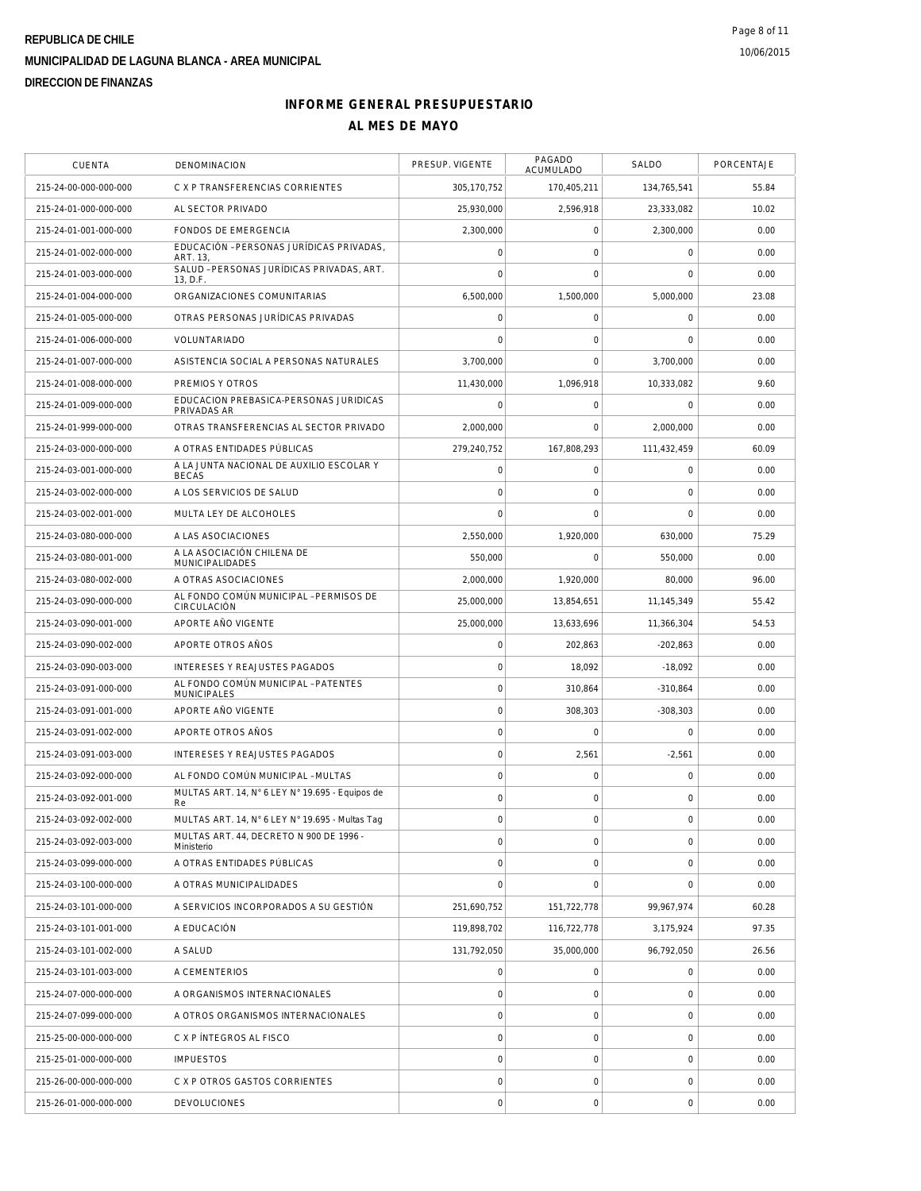REPUBLICA DE CHILE
MUNICIPALIDAD DE LAGUNA BLANCA - AREA MUNICIPAL
DIRECCION DE FINANZAS

# INFORME GENERAL PRESUPUESTARIO
## AL MES DE MAYO

| CUENTA | DENOMINACION | PRESUP. VIGENTE | PAGADO ACUMULADO | SALDO | PORCENTAJE |
|---|---|---|---|---|---|
| 215-24-00-000-000-000 | C X P TRANSFERENCIAS CORRIENTES | 305,170,752 | 170,405,211 | 134,765,541 | 55.84 |
| 215-24-01-000-000-000 | AL SECTOR PRIVADO | 25,930,000 | 2,596,918 | 23,333,082 | 10.02 |
| 215-24-01-001-000-000 | FONDOS DE EMERGENCIA | 2,300,000 | 0 | 2,300,000 | 0.00 |
| 215-24-01-002-000-000 | EDUCACIÓN -PERSONAS JURÍDICAS PRIVADAS, ART. 13, | 0 | 0 | 0 | 0.00 |
| 215-24-01-003-000-000 | SALUD -PERSONAS JURÍDICAS PRIVADAS, ART. 13, D.F. | 0 | 0 | 0 | 0.00 |
| 215-24-01-004-000-000 | ORGANIZACIONES COMUNITARIAS | 6,500,000 | 1,500,000 | 5,000,000 | 23.08 |
| 215-24-01-005-000-000 | OTRAS PERSONAS JURÍDICAS PRIVADAS | 0 | 0 | 0 | 0.00 |
| 215-24-01-006-000-000 | VOLUNTARIADO | 0 | 0 | 0 | 0.00 |
| 215-24-01-007-000-000 | ASISTENCIA SOCIAL A PERSONAS NATURALES | 3,700,000 | 0 | 3,700,000 | 0.00 |
| 215-24-01-008-000-000 | PREMIOS Y OTROS | 11,430,000 | 1,096,918 | 10,333,082 | 9.60 |
| 215-24-01-009-000-000 | EDUCACION PREBASICA-PERSONAS JURIDICAS PRIVADAS AR | 0 | 0 | 0 | 0.00 |
| 215-24-01-999-000-000 | OTRAS TRANSFERENCIAS AL SECTOR PRIVADO | 2,000,000 | 0 | 2,000,000 | 0.00 |
| 215-24-03-000-000-000 | A OTRAS ENTIDADES PÚBLICAS | 279,240,752 | 167,808,293 | 111,432,459 | 60.09 |
| 215-24-03-001-000-000 | A LA JUNTA NACIONAL DE AUXILIO ESCOLAR Y BECAS | 0 | 0 | 0 | 0.00 |
| 215-24-03-002-000-000 | A LOS SERVICIOS DE SALUD | 0 | 0 | 0 | 0.00 |
| 215-24-03-002-001-000 | MULTA LEY DE ALCOHOLES | 0 | 0 | 0 | 0.00 |
| 215-24-03-080-000-000 | A LAS ASOCIACIONES | 2,550,000 | 1,920,000 | 630,000 | 75.29 |
| 215-24-03-080-001-000 | A LA ASOCIACIÓN CHILENA DE MUNICIPALIDADES | 550,000 | 0 | 550,000 | 0.00 |
| 215-24-03-080-002-000 | A OTRAS ASOCIACIONES | 2,000,000 | 1,920,000 | 80,000 | 96.00 |
| 215-24-03-090-000-000 | AL FONDO COMÚN MUNICIPAL –PERMISOS DE CIRCULACIÓN | 25,000,000 | 13,854,651 | 11,145,349 | 55.42 |
| 215-24-03-090-001-000 | APORTE AÑO VIGENTE | 25,000,000 | 13,633,696 | 11,366,304 | 54.53 |
| 215-24-03-090-002-000 | APORTE OTROS AÑOS | 0 | 202,863 | -202,863 | 0.00 |
| 215-24-03-090-003-000 | INTERESES Y REAJUSTES PAGADOS | 0 | 18,092 | -18,092 | 0.00 |
| 215-24-03-091-000-000 | AL FONDO COMÚN MUNICIPAL –PATENTES MUNICIPALES | 0 | 310,864 | -310,864 | 0.00 |
| 215-24-03-091-001-000 | APORTE AÑO VIGENTE | 0 | 308,303 | -308,303 | 0.00 |
| 215-24-03-091-002-000 | APORTE OTROS AÑOS | 0 | 0 | 0 | 0.00 |
| 215-24-03-091-003-000 | INTERESES Y REAJUSTES PAGADOS | 0 | 2,561 | -2,561 | 0.00 |
| 215-24-03-092-000-000 | AL FONDO COMÚN MUNICIPAL –MULTAS | 0 | 0 | 0 | 0.00 |
| 215-24-03-092-001-000 | MULTAS ART. 14, N° 6 LEY N° 19.695 - Equipos de Re | 0 | 0 | 0 | 0.00 |
| 215-24-03-092-002-000 | MULTAS ART. 14, N° 6 LEY N° 19.695 - Multas Tag | 0 | 0 | 0 | 0.00 |
| 215-24-03-092-003-000 | MULTAS ART. 44, DECRETO N 900 DE 1996 - Ministerio | 0 | 0 | 0 | 0.00 |
| 215-24-03-099-000-000 | A OTRAS ENTIDADES PÚBLICAS | 0 | 0 | 0 | 0.00 |
| 215-24-03-100-000-000 | A OTRAS MUNICIPALIDADES | 0 | 0 | 0 | 0.00 |
| 215-24-03-101-000-000 | A SERVICIOS INCORPORADOS A SU GESTIÓN | 251,690,752 | 151,722,778 | 99,967,974 | 60.28 |
| 215-24-03-101-001-000 | A EDUCACIÓN | 119,898,702 | 116,722,778 | 3,175,924 | 97.35 |
| 215-24-03-101-002-000 | A SALUD | 131,792,050 | 35,000,000 | 96,792,050 | 26.56 |
| 215-24-03-101-003-000 | A CEMENTERIOS | 0 | 0 | 0 | 0.00 |
| 215-24-07-000-000-000 | A ORGANISMOS INTERNACIONALES | 0 | 0 | 0 | 0.00 |
| 215-24-07-099-000-000 | A OTROS ORGANISMOS INTERNACIONALES | 0 | 0 | 0 | 0.00 |
| 215-25-00-000-000-000 | C X P ÍNTEGROS AL FISCO | 0 | 0 | 0 | 0.00 |
| 215-25-01-000-000-000 | IMPUESTOS | 0 | 0 | 0 | 0.00 |
| 215-26-00-000-000-000 | C X P OTROS GASTOS CORRIENTES | 0 | 0 | 0 | 0.00 |
| 215-26-01-000-000-000 | DEVOLUCIONES | 0 | 0 | 0 | 0.00 |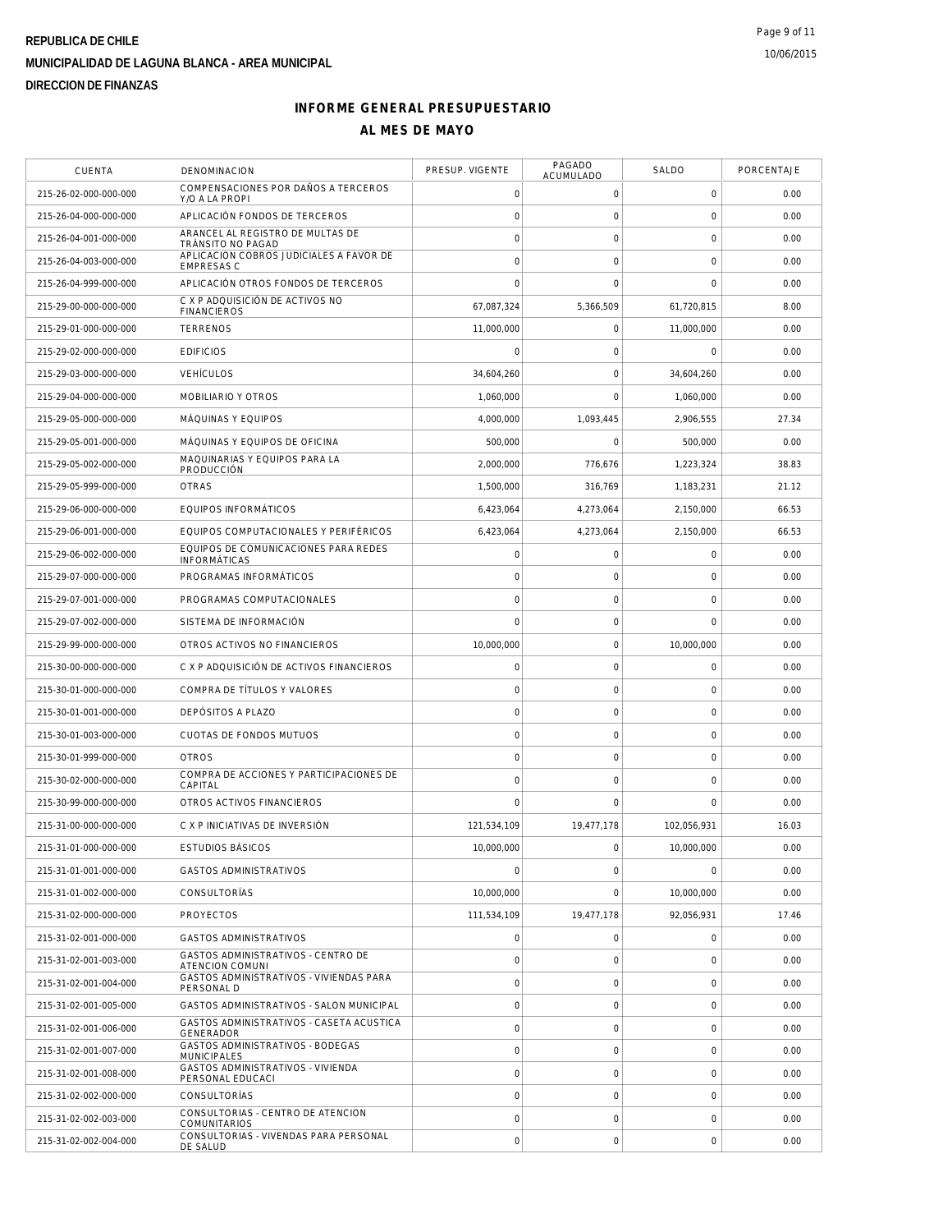REPUBLICA DE CHILE
MUNICIPALIDAD DE LAGUNA BLANCA - AREA MUNICIPAL
DIRECCION DE FINANZAS

# INFORME GENERAL PRESUPUESTARIO
## AL MES DE MAYO

| CUENTA | DENOMINACION | PRESUP. VIGENTE | PAGADO ACUMULADO | SALDO | PORCENTAJE |
|---|---|---|---|---|---|
| 215-26-02-000-000-000 | COMPENSACIONES POR DAÑOS A TERCEROS Y/O A LA PROPI | 0 | 0 | 0 | 0.00 |
| 215-26-04-000-000-000 | APLICACIÓN FONDOS DE TERCEROS | 0 | 0 | 0 | 0.00 |
| 215-26-04-001-000-000 | ARANCEL AL REGISTRO DE MULTAS DE TRÁNSITO NO PAGAD | 0 | 0 | 0 | 0.00 |
| 215-26-04-003-000-000 | APLICACION COBROS JUDICIALES A FAVOR DE EMPRESAS C | 0 | 0 | 0 | 0.00 |
| 215-26-04-999-000-000 | APLICACIÓN OTROS FONDOS DE TERCEROS | 0 | 0 | 0 | 0.00 |
| 215-29-00-000-000-000 | C X P ADQUISICIÓN DE ACTIVOS NO FINANCIEROS | 67,087,324 | 5,366,509 | 61,720,815 | 8.00 |
| 215-29-01-000-000-000 | TERRENOS | 11,000,000 | 0 | 11,000,000 | 0.00 |
| 215-29-02-000-000-000 | EDIFICIOS | 0 | 0 | 0 | 0.00 |
| 215-29-03-000-000-000 | VEHÍCULOS | 34,604,260 | 0 | 34,604,260 | 0.00 |
| 215-29-04-000-000-000 | MOBILIARIO Y OTROS | 1,060,000 | 0 | 1,060,000 | 0.00 |
| 215-29-05-000-000-000 | MÁQUINAS Y EQUIPOS | 4,000,000 | 1,093,445 | 2,906,555 | 27.34 |
| 215-29-05-001-000-000 | MÁQUINAS Y EQUIPOS DE OFICINA | 500,000 | 0 | 500,000 | 0.00 |
| 215-29-05-002-000-000 | MAQUINARIAS Y EQUIPOS PARA LA PRODUCCIÓN | 2,000,000 | 776,676 | 1,223,324 | 38.83 |
| 215-29-05-999-000-000 | OTRAS | 1,500,000 | 316,769 | 1,183,231 | 21.12 |
| 215-29-06-000-000-000 | EQUIPOS INFORMÁTICOS | 6,423,064 | 4,273,064 | 2,150,000 | 66.53 |
| 215-29-06-001-000-000 | EQUIPOS COMPUTACIONALES Y PERIFÉRICOS | 6,423,064 | 4,273,064 | 2,150,000 | 66.53 |
| 215-29-06-002-000-000 | EQUIPOS DE COMUNICACIONES PARA REDES INFORMÁTICAS | 0 | 0 | 0 | 0.00 |
| 215-29-07-000-000-000 | PROGRAMAS INFORMÁTICOS | 0 | 0 | 0 | 0.00 |
| 215-29-07-001-000-000 | PROGRAMAS COMPUTACIONALES | 0 | 0 | 0 | 0.00 |
| 215-29-07-002-000-000 | SISTEMA DE INFORMACIÓN | 0 | 0 | 0 | 0.00 |
| 215-29-99-000-000-000 | OTROS ACTIVOS NO FINANCIEROS | 10,000,000 | 0 | 10,000,000 | 0.00 |
| 215-30-00-000-000-000 | C X P ADQUISICIÓN DE ACTIVOS FINANCIEROS | 0 | 0 | 0 | 0.00 |
| 215-30-01-000-000-000 | COMPRA DE TÍTULOS Y VALORES | 0 | 0 | 0 | 0.00 |
| 215-30-01-001-000-000 | DEPÓSITOS A PLAZO | 0 | 0 | 0 | 0.00 |
| 215-30-01-003-000-000 | CUOTAS DE FONDOS MUTUOS | 0 | 0 | 0 | 0.00 |
| 215-30-01-999-000-000 | OTROS | 0 | 0 | 0 | 0.00 |
| 215-30-02-000-000-000 | COMPRA DE ACCIONES Y PARTICIPACIONES DE CAPITAL | 0 | 0 | 0 | 0.00 |
| 215-30-99-000-000-000 | OTROS ACTIVOS FINANCIEROS | 0 | 0 | 0 | 0.00 |
| 215-31-00-000-000-000 | C X P INICIATIVAS DE INVERSIÓN | 121,534,109 | 19,477,178 | 102,056,931 | 16.03 |
| 215-31-01-000-000-000 | ESTUDIOS BÁSICOS | 10,000,000 | 0 | 10,000,000 | 0.00 |
| 215-31-01-001-000-000 | GASTOS ADMINISTRATIVOS | 0 | 0 | 0 | 0.00 |
| 215-31-01-002-000-000 | CONSULTORÍAS | 10,000,000 | 0 | 10,000,000 | 0.00 |
| 215-31-02-000-000-000 | PROYECTOS | 111,534,109 | 19,477,178 | 92,056,931 | 17.46 |
| 215-31-02-001-000-000 | GASTOS ADMINISTRATIVOS | 0 | 0 | 0 | 0.00 |
| 215-31-02-001-003-000 | GASTOS ADMINISTRATIVOS - CENTRO DE ATENCION COMUNI | 0 | 0 | 0 | 0.00 |
| 215-31-02-001-004-000 | GASTOS ADMINISTRATIVOS - VIVIENDAS PARA PERSONAL D | 0 | 0 | 0 | 0.00 |
| 215-31-02-001-005-000 | GASTOS ADMINISTRATIVOS - SALON MUNICIPAL | 0 | 0 | 0 | 0.00 |
| 215-31-02-001-006-000 | GASTOS ADMINISTRATIVOS - CASETA ACUSTICA GENERADOR | 0 | 0 | 0 | 0.00 |
| 215-31-02-001-007-000 | GASTOS ADMINISTRATIVOS - BODEGAS MUNICIPALES | 0 | 0 | 0 | 0.00 |
| 215-31-02-001-008-000 | GASTOS ADMINISTRATIVOS - VIVIENDA PERSONAL EDUCACI | 0 | 0 | 0 | 0.00 |
| 215-31-02-002-000-000 | CONSULTORÍAS | 0 | 0 | 0 | 0.00 |
| 215-31-02-002-003-000 | CONSULTORIAS - CENTRO DE ATENCION COMUNITARIOS | 0 | 0 | 0 | 0.00 |
| 215-31-02-002-004-000 | CONSULTORIAS - VIVENDAS PARA PERSONAL DE SALUD | 0 | 0 | 0 | 0.00 |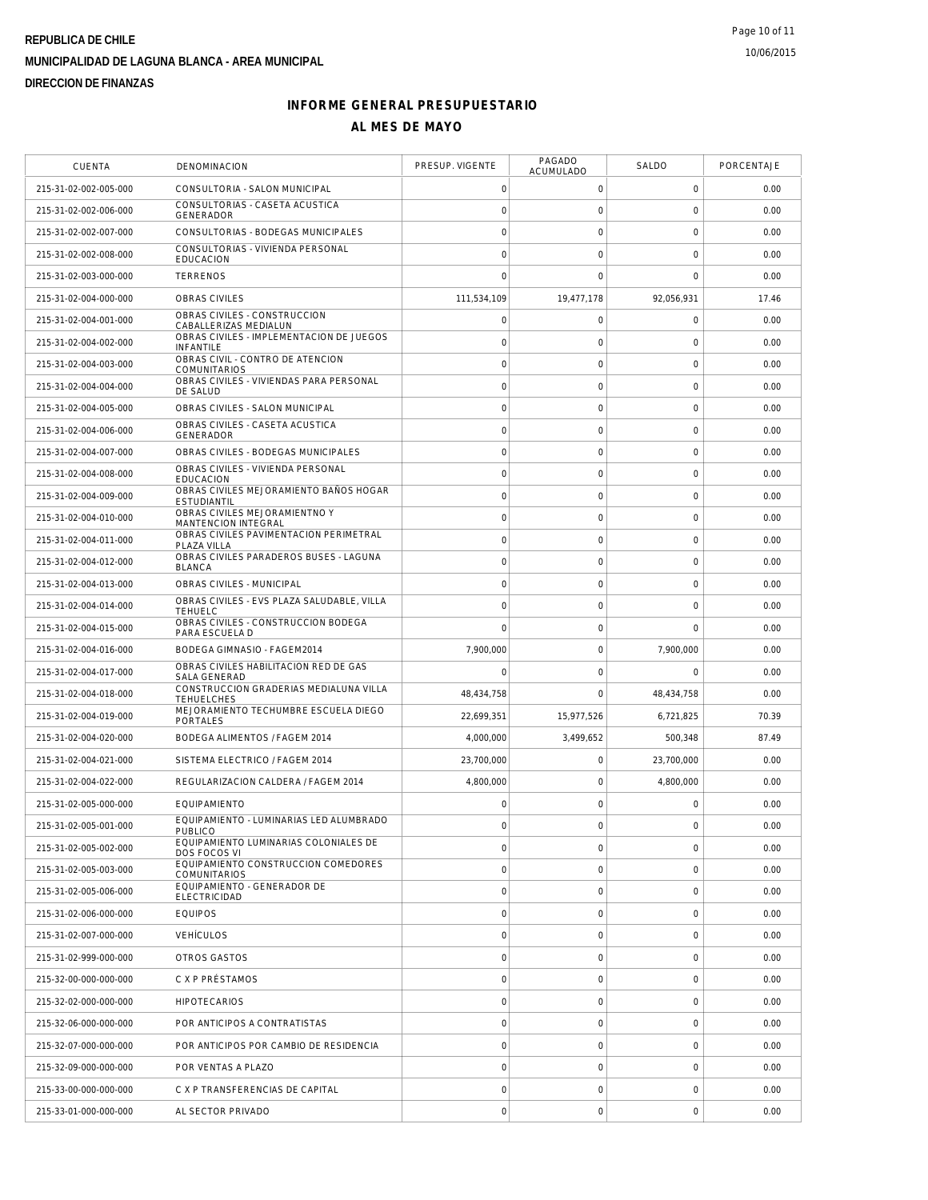REPUBLICA DE CHILE
MUNICIPALIDAD DE LAGUNA BLANCA - AREA MUNICIPAL
DIRECCION DE FINANZAS

# INFORME GENERAL PRESUPUESTARIO

## AL MES DE MAYO

| CUENTA | DENOMINACION | PRESUP. VIGENTE | PAGADO ACUMULADO | SALDO | PORCENTAJE |
|---|---|---|---|---|---|
| 215-31-02-002-005-000 | CONSULTORIA - SALON MUNICIPAL | 0 | 0 | 0 | 0.00 |
| 215-31-02-002-006-000 | CONSULTORIAS - CASETA ACUSTICA GENERADOR | 0 | 0 | 0 | 0.00 |
| 215-31-02-002-007-000 | CONSULTORIAS - BODEGAS MUNICIPALES | 0 | 0 | 0 | 0.00 |
| 215-31-02-002-008-000 | CONSULTORIAS - VIVIENDA PERSONAL EDUCACION | 0 | 0 | 0 | 0.00 |
| 215-31-02-003-000-000 | TERRENOS | 0 | 0 | 0 | 0.00 |
| 215-31-02-004-000-000 | OBRAS CIVILES | 111,534,109 | 19,477,178 | 92,056,931 | 17.46 |
| 215-31-02-004-001-000 | OBRAS CIVILES - CONSTRUCCION CABALLERIZAS MEDIALUN | 0 | 0 | 0 | 0.00 |
| 215-31-02-004-002-000 | OBRAS CIVILES - IMPLEMENTACION DE JUEGOS INFANTILE | 0 | 0 | 0 | 0.00 |
| 215-31-02-004-003-000 | OBRAS CIVIL - CONTRO DE ATENCION COMUNITARIOS | 0 | 0 | 0 | 0.00 |
| 215-31-02-004-004-000 | OBRAS CIVILES - VIVIENDAS PARA PERSONAL DE SALUD | 0 | 0 | 0 | 0.00 |
| 215-31-02-004-005-000 | OBRAS CIVILES - SALON MUNICIPAL | 0 | 0 | 0 | 0.00 |
| 215-31-02-004-006-000 | OBRAS CIVILES - CASETA ACUSTICA GENERADOR | 0 | 0 | 0 | 0.00 |
| 215-31-02-004-007-000 | OBRAS CIVILES - BODEGAS MUNICIPALES | 0 | 0 | 0 | 0.00 |
| 215-31-02-004-008-000 | OBRAS CIVILES - VIVIENDA PERSONAL EDUCACION | 0 | 0 | 0 | 0.00 |
| 215-31-02-004-009-000 | OBRAS CIVILES MEJORAMIENTO BAÑOS HOGAR ESTUDIANTIL | 0 | 0 | 0 | 0.00 |
| 215-31-02-004-010-000 | OBRAS CIVILES MEJORAMIENTNO Y MANTENCION INTEGRAL | 0 | 0 | 0 | 0.00 |
| 215-31-02-004-011-000 | OBRAS CIVILES PAVIMENTACION PERIMETRAL PLAZA VILLA | 0 | 0 | 0 | 0.00 |
| 215-31-02-004-012-000 | OBRAS CIVILES PARADEROS BUSES - LAGUNA BLANCA | 0 | 0 | 0 | 0.00 |
| 215-31-02-004-013-000 | OBRAS CIVILES - MUNICIPAL | 0 | 0 | 0 | 0.00 |
| 215-31-02-004-014-000 | OBRAS CIVILES - EVS PLAZA SALUDABLE, VILLA TEHUELC | 0 | 0 | 0 | 0.00 |
| 215-31-02-004-015-000 | OBRAS CIVILES - CONSTRUCCION BODEGA PARA ESCUELA D | 0 | 0 | 0 | 0.00 |
| 215-31-02-004-016-000 | BODEGA GIMNASIO - FAGEM2014 | 7,900,000 | 0 | 7,900,000 | 0.00 |
| 215-31-02-004-017-000 | OBRAS CIVILES HABILITACION RED DE GAS SALA GENERAD | 0 | 0 | 0 | 0.00 |
| 215-31-02-004-018-000 | CONSTRUCCION GRADERIAS MEDIALUNA VILLA TEHUELCHES | 48,434,758 | 0 | 48,434,758 | 0.00 |
| 215-31-02-004-019-000 | MEJORAMIENTO TECHUMBRE ESCUELA DIEGO PORTALES | 22,699,351 | 15,977,526 | 6,721,825 | 70.39 |
| 215-31-02-004-020-000 | BODEGA ALIMENTOS / FAGEM 2014 | 4,000,000 | 3,499,652 | 500,348 | 87.49 |
| 215-31-02-004-021-000 | SISTEMA ELECTRICO / FAGEM 2014 | 23,700,000 | 0 | 23,700,000 | 0.00 |
| 215-31-02-004-022-000 | REGULARIZACION CALDERA / FAGEM 2014 | 4,800,000 | 0 | 4,800,000 | 0.00 |
| 215-31-02-005-000-000 | EQUIPAMIENTO | 0 | 0 | 0 | 0.00 |
| 215-31-02-005-001-000 | EQUIPAMIENTO - LUMINARIAS LED ALUMBRADO PUBLICO | 0 | 0 | 0 | 0.00 |
| 215-31-02-005-002-000 | EQUIPAMIENTO LUMINARIAS COLONIALES DE DOS FOCOS VI | 0 | 0 | 0 | 0.00 |
| 215-31-02-005-003-000 | EQUIPAMIENTO CONSTRUCCION COMEDORES COMUNITARIOS | 0 | 0 | 0 | 0.00 |
| 215-31-02-005-006-000 | EQUIPAMIENTO - GENERADOR DE ELECTRICIDAD | 0 | 0 | 0 | 0.00 |
| 215-31-02-006-000-000 | EQUIPOS | 0 | 0 | 0 | 0.00 |
| 215-31-02-007-000-000 | VEHÍCULOS | 0 | 0 | 0 | 0.00 |
| 215-31-02-999-000-000 | OTROS GASTOS | 0 | 0 | 0 | 0.00 |
| 215-32-00-000-000-000 | C X P PRÉSTAMOS | 0 | 0 | 0 | 0.00 |
| 215-32-02-000-000-000 | HIPOTECARIOS | 0 | 0 | 0 | 0.00 |
| 215-32-06-000-000-000 | POR ANTICIPOS A CONTRATISTAS | 0 | 0 | 0 | 0.00 |
| 215-32-07-000-000-000 | POR ANTICIPOS POR CAMBIO DE RESIDENCIA | 0 | 0 | 0 | 0.00 |
| 215-32-09-000-000-000 | POR VENTAS A PLAZO | 0 | 0 | 0 | 0.00 |
| 215-33-00-000-000-000 | C X P TRANSFERENCIAS DE CAPITAL | 0 | 0 | 0 | 0.00 |
| 215-33-01-000-000-000 | AL SECTOR PRIVADO | 0 | 0 | 0 | 0.00 |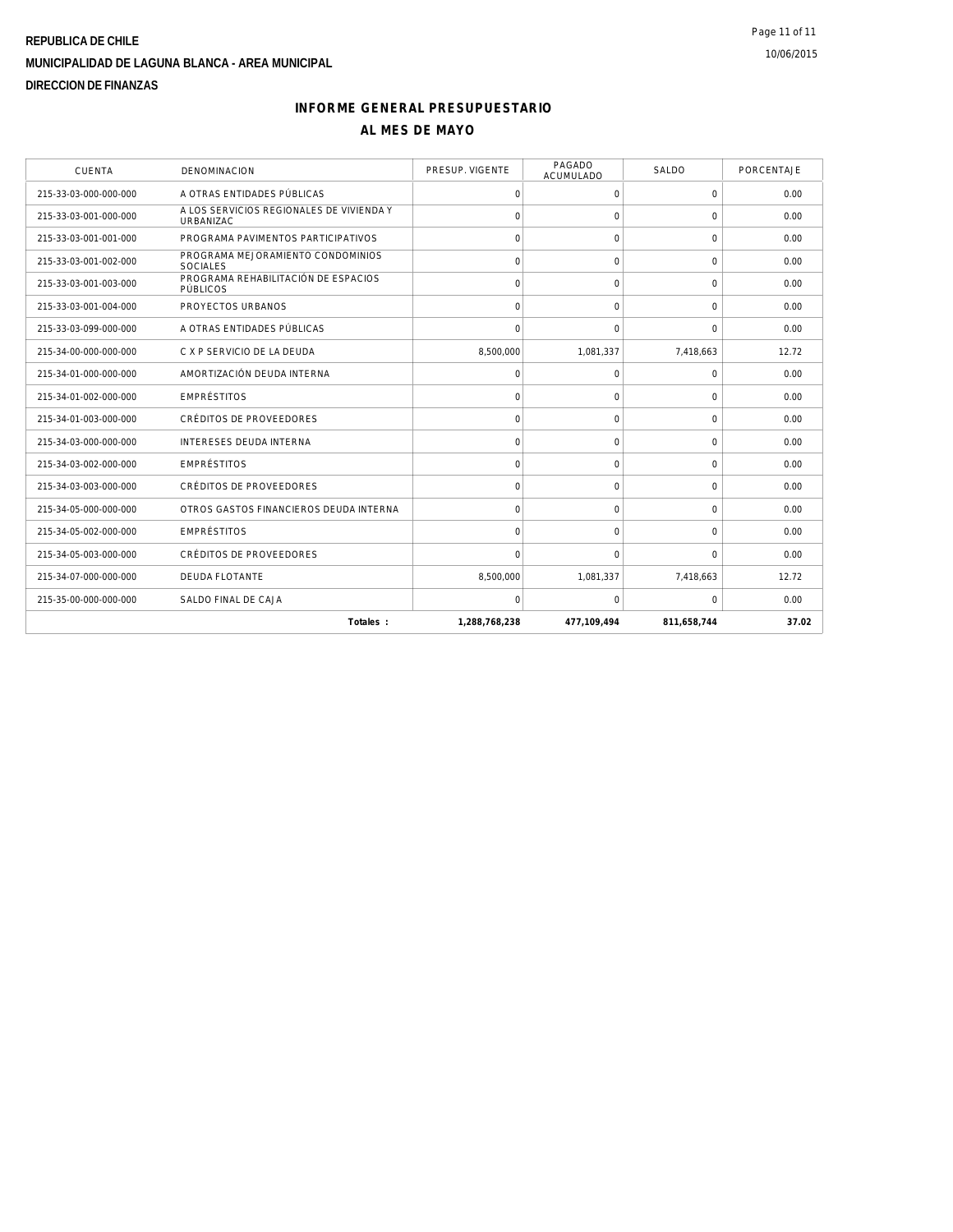REPUBLICA DE CHILE

MUNICIPALIDAD DE LAGUNA BLANCA - AREA MUNICIPAL

DIRECCION DE FINANZAS

## INFORME GENERAL PRESUPUESTARIO

## AL MES DE MAYO

| CUENTA | DENOMINACION | PRESUP. VIGENTE | PAGADO ACUMULADO | SALDO | PORCENTAJE |
|---|---|---|---|---|---|
| 215-33-03-000-000-000 | A OTRAS ENTIDADES PÚBLICAS | 0 | 0 | 0 | 0.00 |
| 215-33-03-001-000-000 | A LOS SERVICIOS REGIONALES DE VIVIENDA Y URBANIZAC | 0 | 0 | 0 | 0.00 |
| 215-33-03-001-001-000 | PROGRAMA PAVIMENTOS PARTICIPATIVOS | 0 | 0 | 0 | 0.00 |
| 215-33-03-001-002-000 | PROGRAMA MEJORAMIENTO CONDOMINIOS SOCIALES | 0 | 0 | 0 | 0.00 |
| 215-33-03-001-003-000 | PROGRAMA REHABILITACIÓN DE ESPACIOS PÚBLICOS | 0 | 0 | 0 | 0.00 |
| 215-33-03-001-004-000 | PROYECTOS URBANOS | 0 | 0 | 0 | 0.00 |
| 215-33-03-099-000-000 | A OTRAS ENTIDADES PÚBLICAS | 0 | 0 | 0 | 0.00 |
| 215-34-00-000-000-000 | C X P SERVICIO DE LA DEUDA | 8,500,000 | 1,081,337 | 7,418,663 | 12.72 |
| 215-34-01-000-000-000 | AMORTIZACIÓN DEUDA INTERNA | 0 | 0 | 0 | 0.00 |
| 215-34-01-002-000-000 | EMPRÉSTITOS | 0 | 0 | 0 | 0.00 |
| 215-34-01-003-000-000 | CRÉDITOS DE PROVEEDORES | 0 | 0 | 0 | 0.00 |
| 215-34-03-000-000-000 | INTERESES DEUDA INTERNA | 0 | 0 | 0 | 0.00 |
| 215-34-03-002-000-000 | EMPRÉSTITOS | 0 | 0 | 0 | 0.00 |
| 215-34-03-003-000-000 | CRÉDITOS DE PROVEEDORES | 0 | 0 | 0 | 0.00 |
| 215-34-05-000-000-000 | OTROS GASTOS FINANCIEROS DEUDA INTERNA | 0 | 0 | 0 | 0.00 |
| 215-34-05-002-000-000 | EMPRÉSTITOS | 0 | 0 | 0 | 0.00 |
| 215-34-05-003-000-000 | CRÉDITOS DE PROVEEDORES | 0 | 0 | 0 | 0.00 |
| 215-34-07-000-000-000 | DEUDA FLOTANTE | 8,500,000 | 1,081,337 | 7,418,663 | 12.72 |
| 215-35-00-000-000-000 | SALDO FINAL DE CAJA | 0 | 0 | 0 | 0.00 |
| | **Totales :** | **1,288,768,238** | **477,109,494** | **811,658,744** | **37.02** |